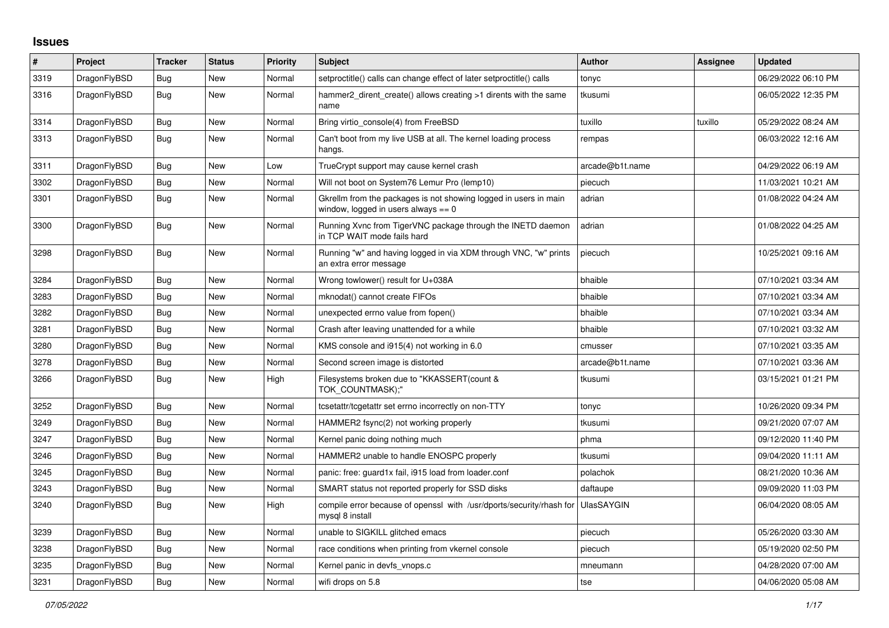## Issues

| # | Project | Tracker | Status | Priority | Subject | Author | Assignee | Updated |
|---|---|---|---|---|---|---|---|---|
| 3319 | DragonFlyBSD | Bug | New | Normal | setproctitle() calls can change effect of later setproctitle() calls | tonyc | | 06/29/2022 06:10 PM |
| 3316 | DragonFlyBSD | Bug | New | Normal | hammer2_dirent_create() allows creating >1 dirents with the same name | tkusumi | | 06/05/2022 12:35 PM |
| 3314 | DragonFlyBSD | Bug | New | Normal | Bring virtio_console(4) from FreeBSD | tuxillo | tuxillo | 05/29/2022 08:24 AM |
| 3313 | DragonFlyBSD | Bug | New | Normal | Can't boot from my live USB at all. The kernel loading process hangs. | rempas | | 06/03/2022 12:16 AM |
| 3311 | DragonFlyBSD | Bug | New | Low | TrueCrypt support may cause kernel crash | arcade@b1t.name | | 04/29/2022 06:19 AM |
| 3302 | DragonFlyBSD | Bug | New | Normal | Will not boot on System76 Lemur Pro (lemp10) | piecuch | | 11/03/2021 10:21 AM |
| 3301 | DragonFlyBSD | Bug | New | Normal | Gkrellm from the packages is not showing logged in users in main window, logged in users always == 0 | adrian | | 01/08/2022 04:24 AM |
| 3300 | DragonFlyBSD | Bug | New | Normal | Running Xvnc from TigerVNC package through the INETD daemon in TCP WAIT mode fails hard | adrian | | 01/08/2022 04:25 AM |
| 3298 | DragonFlyBSD | Bug | New | Normal | Running "w" and having logged in via XDM through VNC, "w" prints an extra error message | piecuch | | 10/25/2021 09:16 AM |
| 3284 | DragonFlyBSD | Bug | New | Normal | Wrong towlower() result for U+038A | bhaible | | 07/10/2021 03:34 AM |
| 3283 | DragonFlyBSD | Bug | New | Normal | mknodat() cannot create FIFOs | bhaible | | 07/10/2021 03:34 AM |
| 3282 | DragonFlyBSD | Bug | New | Normal | unexpected errno value from fopen() | bhaible | | 07/10/2021 03:34 AM |
| 3281 | DragonFlyBSD | Bug | New | Normal | Crash after leaving unattended for a while | bhaible | | 07/10/2021 03:32 AM |
| 3280 | DragonFlyBSD | Bug | New | Normal | KMS console and i915(4) not working in 6.0 | cmusser | | 07/10/2021 03:35 AM |
| 3278 | DragonFlyBSD | Bug | New | Normal | Second screen image is distorted | arcade@b1t.name | | 07/10/2021 03:36 AM |
| 3266 | DragonFlyBSD | Bug | New | High | Filesystems broken due to "KKASSERT(count & TOK_COUNTMASK);" | tkusumi | | 03/15/2021 01:21 PM |
| 3252 | DragonFlyBSD | Bug | New | Normal | tcsetattr/tcgetattr set errno incorrectly on non-TTY | tonyc | | 10/26/2020 09:34 PM |
| 3249 | DragonFlyBSD | Bug | New | Normal | HAMMER2 fsync(2) not working properly | tkusumi | | 09/21/2020 07:07 AM |
| 3247 | DragonFlyBSD | Bug | New | Normal | Kernel panic doing nothing much | phma | | 09/12/2020 11:40 PM |
| 3246 | DragonFlyBSD | Bug | New | Normal | HAMMER2 unable to handle ENOSPC properly | tkusumi | | 09/04/2020 11:11 AM |
| 3245 | DragonFlyBSD | Bug | New | Normal | panic: free: guard1x fail, i915 load from loader.conf | polachok | | 08/21/2020 10:36 AM |
| 3243 | DragonFlyBSD | Bug | New | Normal | SMART status not reported properly for SSD disks | daftaupe | | 09/09/2020 11:03 PM |
| 3240 | DragonFlyBSD | Bug | New | High | compile error because of openssl with /usr/dports/security/rhash for mysql 8 install | UlasSAYGIN | | 06/04/2020 08:05 AM |
| 3239 | DragonFlyBSD | Bug | New | Normal | unable to SIGKILL glitched emacs | piecuch | | 05/26/2020 03:30 AM |
| 3238 | DragonFlyBSD | Bug | New | Normal | race conditions when printing from vkernel console | piecuch | | 05/19/2020 02:50 PM |
| 3235 | DragonFlyBSD | Bug | New | Normal | Kernel panic in devfs_vnops.c | mneumann | | 04/28/2020 07:00 AM |
| 3231 | DragonFlyBSD | Bug | New | Normal | wifi drops on 5.8 | tse | | 04/06/2020 05:08 AM |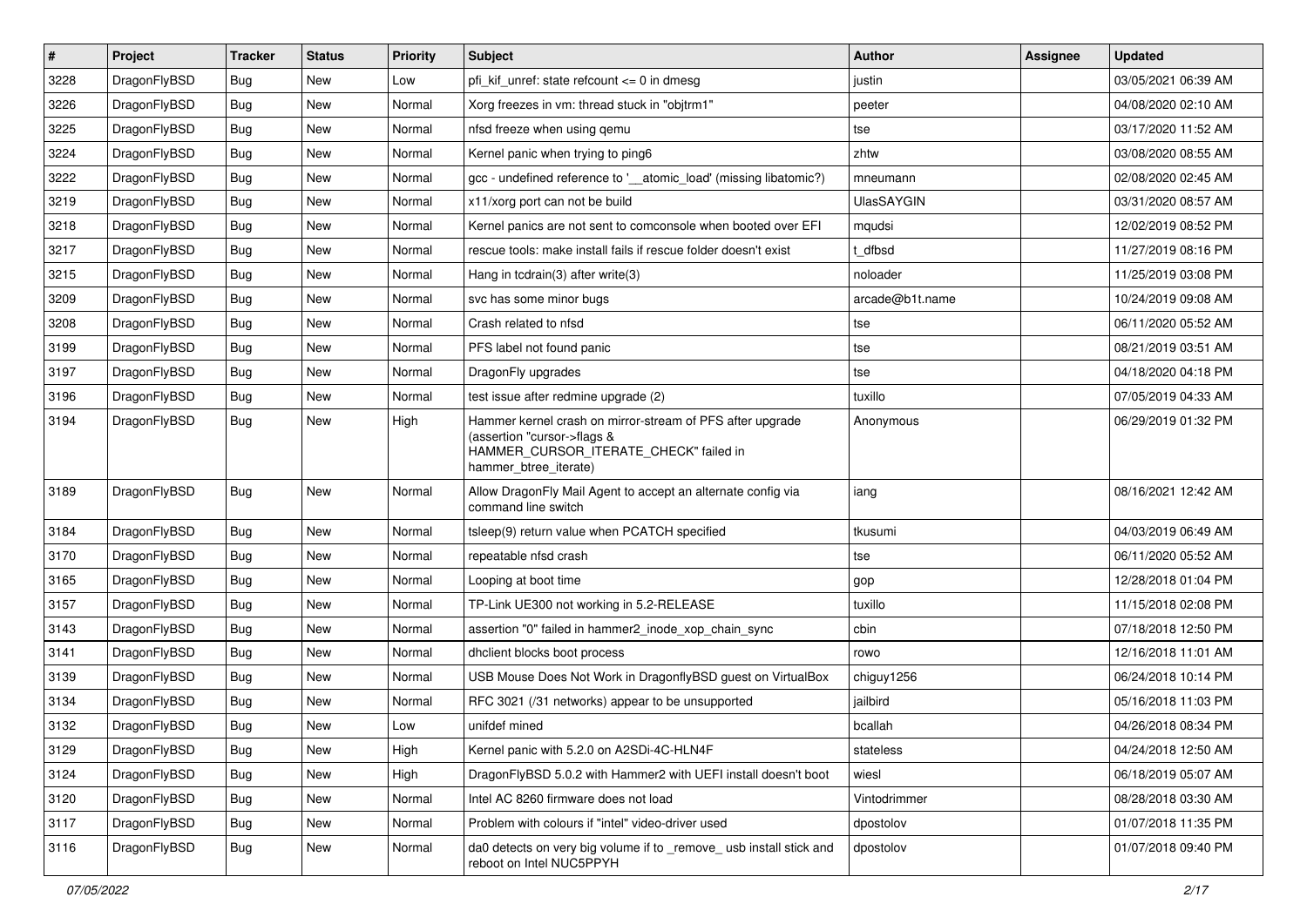| # | Project | Tracker | Status | Priority | Subject | Author | Assignee | Updated |
|---|---|---|---|---|---|---|---|---|
| 3228 | DragonFlyBSD | Bug | New | Low | pfi_kif_unref: state refcount <= 0 in dmesg | justin | | 03/05/2021 06:39 AM |
| 3226 | DragonFlyBSD | Bug | New | Normal | Xorg freezes in vm: thread stuck in "objtrm1" | peeter | | 04/08/2020 02:10 AM |
| 3225 | DragonFlyBSD | Bug | New | Normal | nfsd freeze when using qemu | tse | | 03/17/2020 11:52 AM |
| 3224 | DragonFlyBSD | Bug | New | Normal | Kernel panic when trying to ping6 | zhtw | | 03/08/2020 08:55 AM |
| 3222 | DragonFlyBSD | Bug | New | Normal | gcc - undefined reference to '__atomic_load' (missing libatomic?) | mneumann | | 02/08/2020 02:45 AM |
| 3219 | DragonFlyBSD | Bug | New | Normal | x11/xorg port can not be build | UlasSAYGIN | | 03/31/2020 08:57 AM |
| 3218 | DragonFlyBSD | Bug | New | Normal | Kernel panics are not sent to comconsole when booted over EFI | mqudsi | | 12/02/2019 08:52 PM |
| 3217 | DragonFlyBSD | Bug | New | Normal | rescue tools: make install fails if rescue folder doesn't exist | t_dfbsd | | 11/27/2019 08:16 PM |
| 3215 | DragonFlyBSD | Bug | New | Normal | Hang in tcdrain(3) after write(3) | noloader | | 11/25/2019 03:08 PM |
| 3209 | DragonFlyBSD | Bug | New | Normal | svc has some minor bugs | arcade@b1t.name | | 10/24/2019 09:08 AM |
| 3208 | DragonFlyBSD | Bug | New | Normal | Crash related to nfsd | tse | | 06/11/2020 05:52 AM |
| 3199 | DragonFlyBSD | Bug | New | Normal | PFS label not found panic | tse | | 08/21/2019 03:51 AM |
| 3197 | DragonFlyBSD | Bug | New | Normal | DragonFly upgrades | tse | | 04/18/2020 04:18 PM |
| 3196 | DragonFlyBSD | Bug | New | Normal | test issue after redmine upgrade (2) | tuxillo | | 07/05/2019 04:33 AM |
| 3194 | DragonFlyBSD | Bug | New | High | Hammer kernel crash on mirror-stream of PFS after upgrade (assertion "cursor->flags & HAMMER_CURSOR_ITERATE_CHECK" failed in hammer_btree_iterate) | Anonymous | | 06/29/2019 01:32 PM |
| 3189 | DragonFlyBSD | Bug | New | Normal | Allow DragonFly Mail Agent to accept an alternate config via command line switch | iang | | 08/16/2021 12:42 AM |
| 3184 | DragonFlyBSD | Bug | New | Normal | tsleep(9) return value when PCATCH specified | tkusumi | | 04/03/2019 06:49 AM |
| 3170 | DragonFlyBSD | Bug | New | Normal | repeatable nfsd crash | tse | | 06/11/2020 05:52 AM |
| 3165 | DragonFlyBSD | Bug | New | Normal | Looping at boot time | gop | | 12/28/2018 01:04 PM |
| 3157 | DragonFlyBSD | Bug | New | Normal | TP-Link UE300 not working in 5.2-RELEASE | tuxillo | | 11/15/2018 02:08 PM |
| 3143 | DragonFlyBSD | Bug | New | Normal | assertion "0" failed in hammer2_inode_xop_chain_sync | cbin | | 07/18/2018 12:50 PM |
| 3141 | DragonFlyBSD | Bug | New | Normal | dhclient blocks boot process | rowo | | 12/16/2018 11:01 AM |
| 3139 | DragonFlyBSD | Bug | New | Normal | USB Mouse Does Not Work in DragonflyBSD guest on VirtualBox | chiguy1256 | | 06/24/2018 10:14 PM |
| 3134 | DragonFlyBSD | Bug | New | Normal | RFC 3021 (/31 networks) appear to be unsupported | jailbird | | 05/16/2018 11:03 PM |
| 3132 | DragonFlyBSD | Bug | New | Low | unifdef mined | bcallah | | 04/26/2018 08:34 PM |
| 3129 | DragonFlyBSD | Bug | New | High | Kernel panic with 5.2.0 on A2SDi-4C-HLN4F | stateless | | 04/24/2018 12:50 AM |
| 3124 | DragonFlyBSD | Bug | New | High | DragonFlyBSD 5.0.2 with Hammer2 with UEFI install doesn't boot | wiesl | | 06/18/2019 05:07 AM |
| 3120 | DragonFlyBSD | Bug | New | Normal | Intel AC 8260 firmware does not load | Vintodrimmer | | 08/28/2018 03:30 AM |
| 3117 | DragonFlyBSD | Bug | New | Normal | Problem with colours if "intel" video-driver used | dpostolov | | 01/07/2018 11:35 PM |
| 3116 | DragonFlyBSD | Bug | New | Normal | da0 detects on very big volume if to _remove_ usb install stick and reboot on Intel NUC5PPYH | dpostolov | | 01/07/2018 09:40 PM |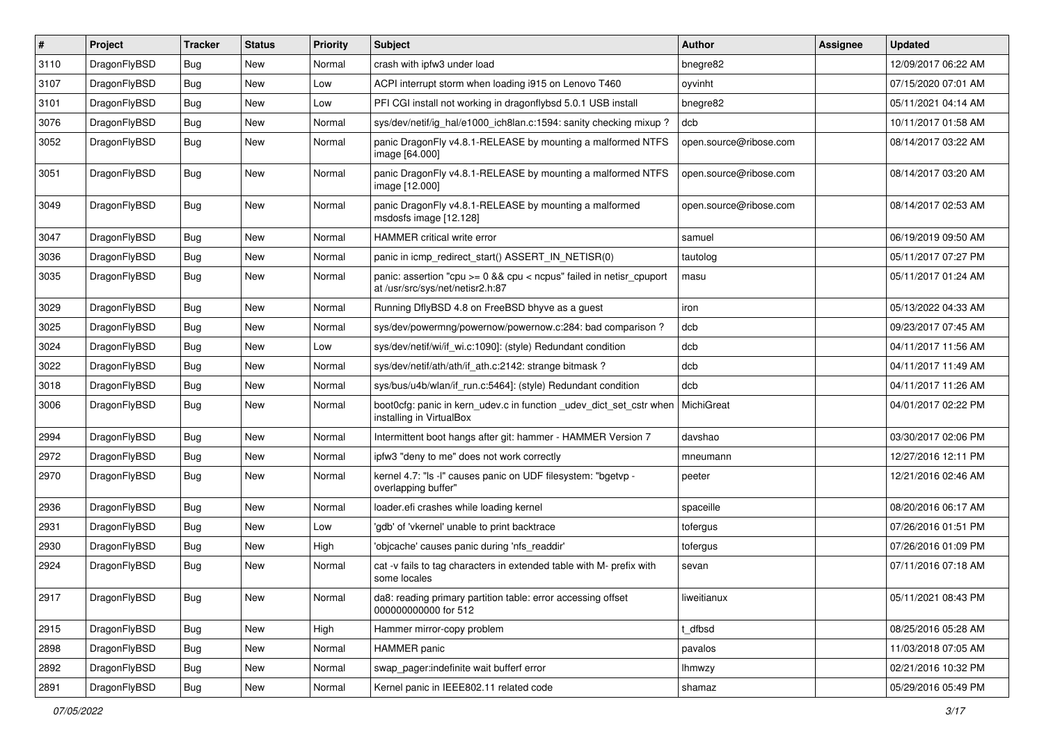| # | Project | Tracker | Status | Priority | Subject | Author | Assignee | Updated |
|---|---|---|---|---|---|---|---|---|
| 3110 | DragonFlyBSD | Bug | New | Normal | crash with ipfw3 under load | bnegre82 | | 12/09/2017 06:22 AM |
| 3107 | DragonFlyBSD | Bug | New | Low | ACPI interrupt storm when loading i915 on Lenovo T460 | oyvinht | | 07/15/2020 07:01 AM |
| 3101 | DragonFlyBSD | Bug | New | Low | PFI CGI install not working in dragonflybsd 5.0.1 USB install | bnegre82 | | 05/11/2021 04:14 AM |
| 3076 | DragonFlyBSD | Bug | New | Normal | sys/dev/netif/ig_hal/e1000_ich8lan.c:1594: sanity checking mixup ? | dcb | | 10/11/2017 01:58 AM |
| 3052 | DragonFlyBSD | Bug | New | Normal | panic DragonFly v4.8.1-RELEASE by mounting a malformed NTFS image [64.000] | open.source@ribose.com | | 08/14/2017 03:22 AM |
| 3051 | DragonFlyBSD | Bug | New | Normal | panic DragonFly v4.8.1-RELEASE by mounting a malformed NTFS image [12.000] | open.source@ribose.com | | 08/14/2017 03:20 AM |
| 3049 | DragonFlyBSD | Bug | New | Normal | panic DragonFly v4.8.1-RELEASE by mounting a malformed msdosfs image [12.128] | open.source@ribose.com | | 08/14/2017 02:53 AM |
| 3047 | DragonFlyBSD | Bug | New | Normal | HAMMER critical write error | samuel | | 06/19/2019 09:50 AM |
| 3036 | DragonFlyBSD | Bug | New | Normal | panic in icmp_redirect_start() ASSERT_IN_NETISR(0) | tautolog | | 05/11/2017 07:27 PM |
| 3035 | DragonFlyBSD | Bug | New | Normal | panic: assertion "cpu >= 0 && cpu < ncpus" failed in netisr_cpuport at /usr/src/sys/net/netisr2.h:87 | masu | | 05/11/2017 01:24 AM |
| 3029 | DragonFlyBSD | Bug | New | Normal | Running DflyBSD 4.8 on FreeBSD bhyve as a guest | iron | | 05/13/2022 04:33 AM |
| 3025 | DragonFlyBSD | Bug | New | Normal | sys/dev/powermng/powernow/powernow.c:284: bad comparison ? | dcb | | 09/23/2017 07:45 AM |
| 3024 | DragonFlyBSD | Bug | New | Low | sys/dev/netif/wi/if_wi.c:1090]: (style) Redundant condition | dcb | | 04/11/2017 11:56 AM |
| 3022 | DragonFlyBSD | Bug | New | Normal | sys/dev/netif/ath/ath/if_ath.c:2142: strange bitmask ? | dcb | | 04/11/2017 11:49 AM |
| 3018 | DragonFlyBSD | Bug | New | Normal | sys/bus/u4b/wlan/if_run.c:5464]: (style) Redundant condition | dcb | | 04/11/2017 11:26 AM |
| 3006 | DragonFlyBSD | Bug | New | Normal | boot0cfg: panic in kern_udev.c in function _udev_dict_set_cstr when installing in VirtualBox | MichiGreat | | 04/01/2017 02:22 PM |
| 2994 | DragonFlyBSD | Bug | New | Normal | Intermittent boot hangs after git: hammer - HAMMER Version 7 | davshao | | 03/30/2017 02:06 PM |
| 2972 | DragonFlyBSD | Bug | New | Normal | ipfw3 "deny to me" does not work correctly | mneumann | | 12/27/2016 12:11 PM |
| 2970 | DragonFlyBSD | Bug | New | Normal | kernel 4.7: "ls -l" causes panic on UDF filesystem: "bgetvp - overlapping buffer" | peeter | | 12/21/2016 02:46 AM |
| 2936 | DragonFlyBSD | Bug | New | Normal | loader.efi crashes while loading kernel | spaceille | | 08/20/2016 06:17 AM |
| 2931 | DragonFlyBSD | Bug | New | Low | 'gdb' of 'vkernel' unable to print backtrace | tofergus | | 07/26/2016 01:51 PM |
| 2930 | DragonFlyBSD | Bug | New | High | 'objcache' causes panic during 'nfs_readdir' | tofergus | | 07/26/2016 01:09 PM |
| 2924 | DragonFlyBSD | Bug | New | Normal | cat -v fails to tag characters in extended table with M- prefix with some locales | sevan | | 07/11/2016 07:18 AM |
| 2917 | DragonFlyBSD | Bug | New | Normal | da8: reading primary partition table: error accessing offset 000000000000 for 512 | liweitianux | | 05/11/2021 08:43 PM |
| 2915 | DragonFlyBSD | Bug | New | High | Hammer mirror-copy problem | t_dfbsd | | 08/25/2016 05:28 AM |
| 2898 | DragonFlyBSD | Bug | New | Normal | HAMMER panic | pavalos | | 11/03/2018 07:05 AM |
| 2892 | DragonFlyBSD | Bug | New | Normal | swap_pager:indefinite wait bufferf error | lhmwzy | | 02/21/2016 10:32 PM |
| 2891 | DragonFlyBSD | Bug | New | Normal | Kernel panic in IEEE802.11 related code | shamaz | | 05/29/2016 05:49 PM |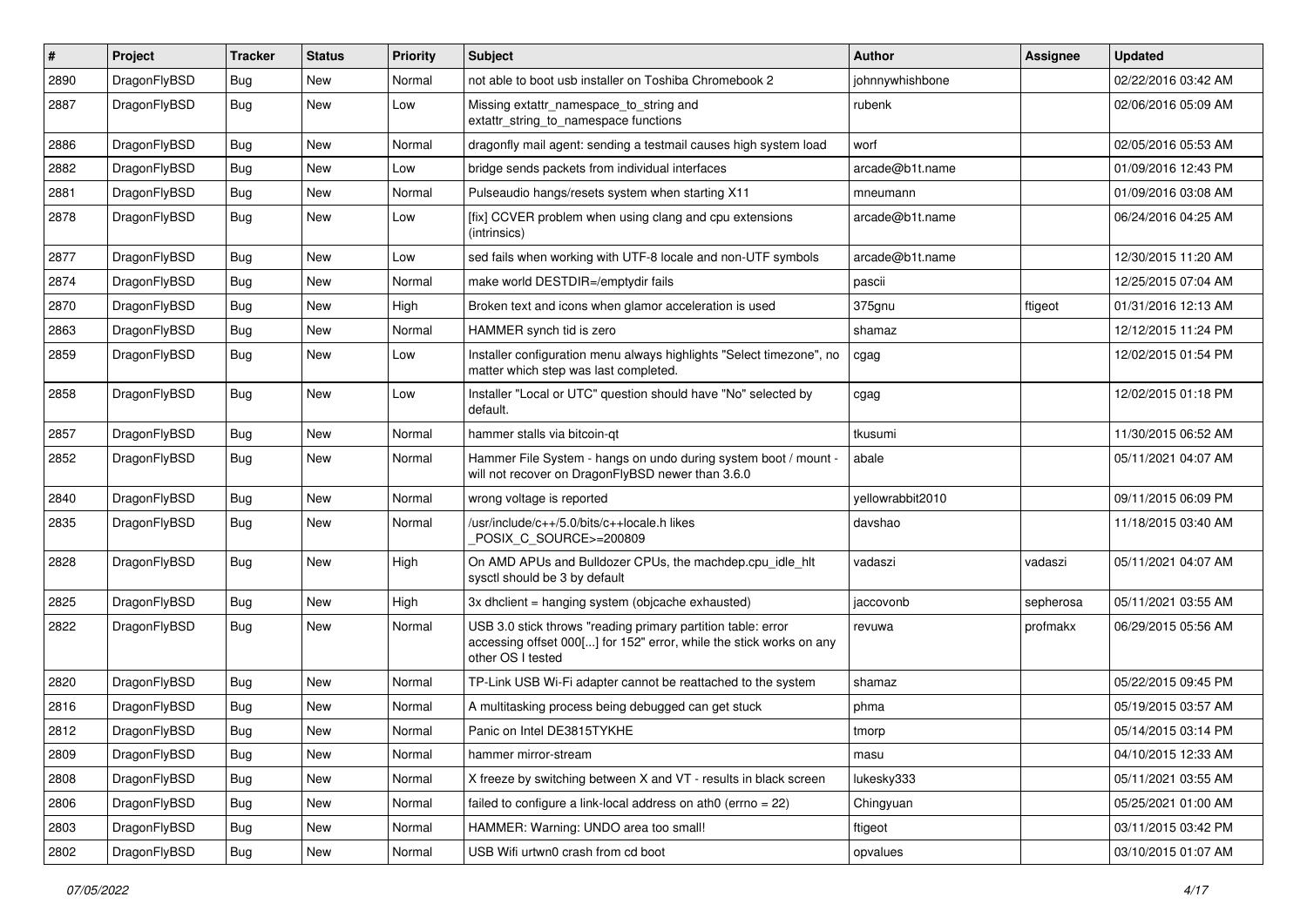| # | Project | Tracker | Status | Priority | Subject | Author | Assignee | Updated |
|---|---|---|---|---|---|---|---|---|
| 2890 | DragonFlyBSD | Bug | New | Normal | not able to boot usb installer on Toshiba Chromebook 2 | johnnywhishbone | | 02/22/2016 03:42 AM |
| 2887 | DragonFlyBSD | Bug | New | Low | Missing extattr_namespace_to_string and extattr_string_to_namespace functions | rubenk | | 02/06/2016 05:09 AM |
| 2886 | DragonFlyBSD | Bug | New | Normal | dragonfly mail agent: sending a testmail causes high system load | worf | | 02/05/2016 05:53 AM |
| 2882 | DragonFlyBSD | Bug | New | Low | bridge sends packets from individual interfaces | arcade@b1t.name | | 01/09/2016 12:43 PM |
| 2881 | DragonFlyBSD | Bug | New | Normal | Pulseaudio hangs/resets system when starting X11 | mneumann | | 01/09/2016 03:08 AM |
| 2878 | DragonFlyBSD | Bug | New | Low | [fix] CCVER problem when using clang and cpu extensions (intrinsics) | arcade@b1t.name | | 06/24/2016 04:25 AM |
| 2877 | DragonFlyBSD | Bug | New | Low | sed fails when working with UTF-8 locale and non-UTF symbols | arcade@b1t.name | | 12/30/2015 11:20 AM |
| 2874 | DragonFlyBSD | Bug | New | Normal | make world DESTDIR=/emptydir fails | pascii | | 12/25/2015 07:04 AM |
| 2870 | DragonFlyBSD | Bug | New | High | Broken text and icons when glamor acceleration is used | 375gnu | ftigeot | 01/31/2016 12:13 AM |
| 2863 | DragonFlyBSD | Bug | New | Normal | HAMMER synch tid is zero | shamaz | | 12/12/2015 11:24 PM |
| 2859 | DragonFlyBSD | Bug | New | Low | Installer configuration menu always highlights "Select timezone", no matter which step was last completed. | cgag | | 12/02/2015 01:54 PM |
| 2858 | DragonFlyBSD | Bug | New | Low | Installer "Local or UTC" question should have "No" selected by default. | cgag | | 12/02/2015 01:18 PM |
| 2857 | DragonFlyBSD | Bug | New | Normal | hammer stalls via bitcoin-qt | tkusumi | | 11/30/2015 06:52 AM |
| 2852 | DragonFlyBSD | Bug | New | Normal | Hammer File System - hangs on undo during system boot / mount - will not recover on DragonFlyBSD newer than 3.6.0 | abale | | 05/11/2021 04:07 AM |
| 2840 | DragonFlyBSD | Bug | New | Normal | wrong voltage is reported | yellowrabbit2010 | | 09/11/2015 06:09 PM |
| 2835 | DragonFlyBSD | Bug | New | Normal | /usr/include/c++/5.0/bits/c++locale.h likes _POSIX_C_SOURCE>=200809 | davshao | | 11/18/2015 03:40 AM |
| 2828 | DragonFlyBSD | Bug | New | High | On AMD APUs and Bulldozer CPUs, the machdep.cpu_idle_hlt sysctl should be 3 by default | vadaszi | vadaszi | 05/11/2021 04:07 AM |
| 2825 | DragonFlyBSD | Bug | New | High | 3x dhclient = hanging system (objcache exhausted) | jaccovonb | sepherosa | 05/11/2021 03:55 AM |
| 2822 | DragonFlyBSD | Bug | New | Normal | USB 3.0 stick throws "reading primary partition table: error accessing offset 000[...] for 152" error, while the stick works on any other OS I tested | revuwa | profmakx | 06/29/2015 05:56 AM |
| 2820 | DragonFlyBSD | Bug | New | Normal | TP-Link USB Wi-Fi adapter cannot be reattached to the system | shamaz | | 05/22/2015 09:45 PM |
| 2816 | DragonFlyBSD | Bug | New | Normal | A multitasking process being debugged can get stuck | phma | | 05/19/2015 03:57 AM |
| 2812 | DragonFlyBSD | Bug | New | Normal | Panic on Intel DE3815TYKHE | tmorp | | 05/14/2015 03:14 PM |
| 2809 | DragonFlyBSD | Bug | New | Normal | hammer mirror-stream | masu | | 04/10/2015 12:33 AM |
| 2808 | DragonFlyBSD | Bug | New | Normal | X freeze by switching between X and VT - results in black screen | lukesky333 | | 05/11/2021 03:55 AM |
| 2806 | DragonFlyBSD | Bug | New | Normal | failed to configure a link-local address on ath0 (errno = 22) | Chingyuan | | 05/25/2021 01:00 AM |
| 2803 | DragonFlyBSD | Bug | New | Normal | HAMMER: Warning: UNDO area too small! | ftigeot | | 03/11/2015 03:42 PM |
| 2802 | DragonFlyBSD | Bug | New | Normal | USB Wifi urtwn0 crash from cd boot | opvalues | | 03/10/2015 01:07 AM |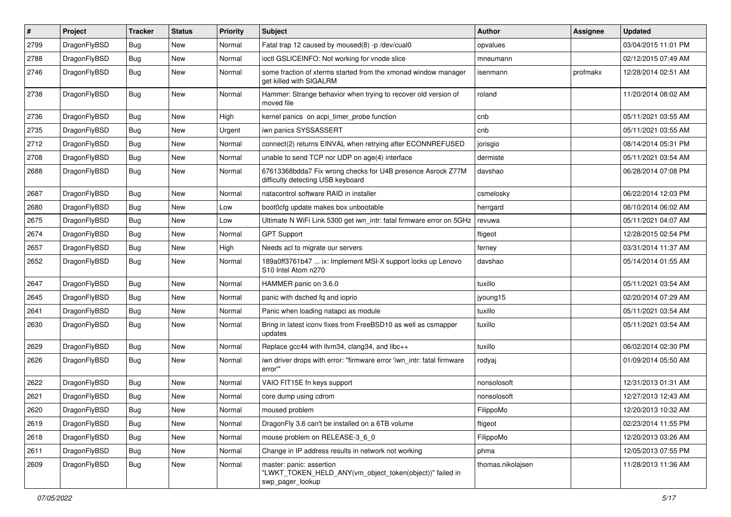| # | Project | Tracker | Status | Priority | Subject | Author | Assignee | Updated |
|---|---|---|---|---|---|---|---|---|
| 2799 | DragonFlyBSD | Bug | New | Normal | Fatal trap 12 caused by moused(8) -p /dev/cual0 | opvalues | | 03/04/2015 11:01 PM |
| 2788 | DragonFlyBSD | Bug | New | Normal | ioctl GSLICEINFO: Not working for vnode slice | mneumann | | 02/12/2015 07:49 AM |
| 2746 | DragonFlyBSD | Bug | New | Normal | some fraction of xterms started from the xmonad window manager get killed with SIGALRM | isenmann | profmakx | 12/28/2014 02:51 AM |
| 2738 | DragonFlyBSD | Bug | New | Normal | Hammer: Strange behavior when trying to recover old version of moved file | roland | | 11/20/2014 08:02 AM |
| 2736 | DragonFlyBSD | Bug | New | High | kernel panics on acpi_timer_probe function | cnb | | 05/11/2021 03:55 AM |
| 2735 | DragonFlyBSD | Bug | New | Urgent | iwn panics SYSSASSERT | cnb | | 05/11/2021 03:55 AM |
| 2712 | DragonFlyBSD | Bug | New | Normal | connect(2) returns EINVAL when retrying after ECONNREFUSED | jorisgio | | 08/14/2014 05:31 PM |
| 2708 | DragonFlyBSD | Bug | New | Normal | unable to send TCP nor UDP on age(4) interface | dermiste | | 05/11/2021 03:54 AM |
| 2688 | DragonFlyBSD | Bug | New | Normal | 67613368bdda7 Fix wrong checks for U4B presence Asrock Z77M difficulty detecting USB keyboard | davshao | | 06/28/2014 07:08 PM |
| 2687 | DragonFlyBSD | Bug | New | Normal | natacontrol software RAID in installer | csmelosky | | 06/22/2014 12:03 PM |
| 2680 | DragonFlyBSD | Bug | New | Low | boot0cfg update makes box unbootable | herrgard | | 06/10/2014 06:02 AM |
| 2675 | DragonFlyBSD | Bug | New | Low | Ultimate N WiFi Link 5300 get iwn_intr: fatal firmware error on 5GHz | revuwa | | 05/11/2021 04:07 AM |
| 2674 | DragonFlyBSD | Bug | New | Normal | GPT Support | ftigeot | | 12/28/2015 02:54 PM |
| 2657 | DragonFlyBSD | Bug | New | High | Needs acl to migrate our servers | ferney | | 03/31/2014 11:37 AM |
| 2652 | DragonFlyBSD | Bug | New | Normal | 189a0ff3761b47 ... ix: Implement MSI-X support locks up Lenovo S10 Intel Atom n270 | davshao | | 05/14/2014 01:55 AM |
| 2647 | DragonFlyBSD | Bug | New | Normal | HAMMER panic on 3.6.0 | tuxillo | | 05/11/2021 03:54 AM |
| 2645 | DragonFlyBSD | Bug | New | Normal | panic with dsched fq and ioprio | jyoung15 | | 02/20/2014 07:29 AM |
| 2641 | DragonFlyBSD | Bug | New | Normal | Panic when loading natapci as module | tuxillo | | 05/11/2021 03:54 AM |
| 2630 | DragonFlyBSD | Bug | New | Normal | Bring in latest iconv fixes from FreeBSD10 as well as csmapper updates | tuxillo | | 05/11/2021 03:54 AM |
| 2629 | DragonFlyBSD | Bug | New | Normal | Replace gcc44 with llvm34, clang34, and libc++ | tuxillo | | 06/02/2014 02:30 PM |
| 2626 | DragonFlyBSD | Bug | New | Normal | iwn driver drops with error: "firmware error 'iwn_intr: fatal firmware error'" | rodyaj | | 01/09/2014 05:50 AM |
| 2622 | DragonFlyBSD | Bug | New | Normal | VAIO FIT15E fn keys support | nonsolosoft | | 12/31/2013 01:31 AM |
| 2621 | DragonFlyBSD | Bug | New | Normal | core dump using cdrom | nonsolosoft | | 12/27/2013 12:43 AM |
| 2620 | DragonFlyBSD | Bug | New | Normal | moused problem | FilippoMo | | 12/20/2013 10:32 AM |
| 2619 | DragonFlyBSD | Bug | New | Normal | DragonFly 3.6 can't be installed on a 6TB volume | ftigeot | | 02/23/2014 11:55 PM |
| 2618 | DragonFlyBSD | Bug | New | Normal | mouse problem on RELEASE-3_6_0 | FilippoMo | | 12/20/2013 03:26 AM |
| 2611 | DragonFlyBSD | Bug | New | Normal | Change in IP address results in network not working | phma | | 12/05/2013 07:55 PM |
| 2609 | DragonFlyBSD | Bug | New | Normal | master: panic: assertion "LWKT_TOKEN_HELD_ANY(vm_object_token(object))" failed in swp_pager_lookup | thomas.nikolajsen | | 11/28/2013 11:36 AM |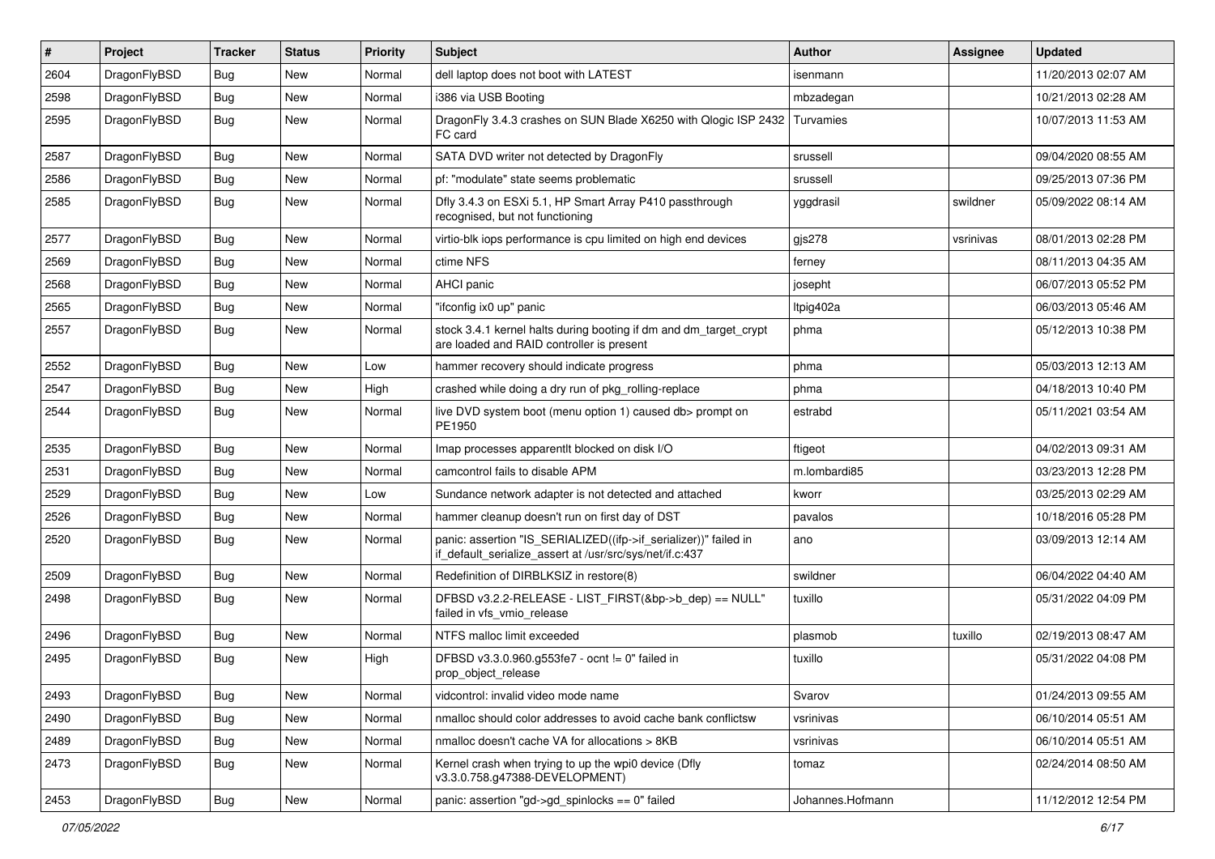| # | Project | Tracker | Status | Priority | Subject | Author | Assignee | Updated |
|---|---|---|---|---|---|---|---|---|
| 2604 | DragonFlyBSD | Bug | New | Normal | dell laptop does not boot with LATEST | isenmann | | 11/20/2013 02:07 AM |
| 2598 | DragonFlyBSD | Bug | New | Normal | i386 via USB Booting | mbzadegan | | 10/21/2013 02:28 AM |
| 2595 | DragonFlyBSD | Bug | New | Normal | DragonFly 3.4.3 crashes on SUN Blade X6250 with Qlogic ISP 2432 FC card | Turvamies | | 10/07/2013 11:53 AM |
| 2587 | DragonFlyBSD | Bug | New | Normal | SATA DVD writer not detected by DragonFly | srussell | | 09/04/2020 08:55 AM |
| 2586 | DragonFlyBSD | Bug | New | Normal | pf: "modulate" state seems problematic | srussell | | 09/25/2013 07:36 PM |
| 2585 | DragonFlyBSD | Bug | New | Normal | Dfly 3.4.3 on ESXi 5.1, HP Smart Array P410 passthrough recognised, but not functioning | yggdrasil | swildner | 05/09/2022 08:14 AM |
| 2577 | DragonFlyBSD | Bug | New | Normal | virtio-blk iops performance is cpu limited on high end devices | gjs278 | vsrinivas | 08/01/2013 02:28 PM |
| 2569 | DragonFlyBSD | Bug | New | Normal | ctime NFS | ferney | | 08/11/2013 04:35 AM |
| 2568 | DragonFlyBSD | Bug | New | Normal | AHCI panic | josepht | | 06/07/2013 05:52 PM |
| 2565 | DragonFlyBSD | Bug | New | Normal | "ifconfig ix0 up" panic | ltpig402a | | 06/03/2013 05:46 AM |
| 2557 | DragonFlyBSD | Bug | New | Normal | stock 3.4.1 kernel halts during booting if dm and dm_target_crypt are loaded and RAID controller is present | phma | | 05/12/2013 10:38 PM |
| 2552 | DragonFlyBSD | Bug | New | Low | hammer recovery should indicate progress | phma | | 05/03/2013 12:13 AM |
| 2547 | DragonFlyBSD | Bug | New | High | crashed while doing a dry run of pkg_rolling-replace | phma | | 04/18/2013 10:40 PM |
| 2544 | DragonFlyBSD | Bug | New | Normal | live DVD system boot (menu option 1) caused db> prompt on PE1950 | estrabd | | 05/11/2021 03:54 AM |
| 2535 | DragonFlyBSD | Bug | New | Normal | Imap processes apparentlt blocked on disk I/O | ftigeot | | 04/02/2013 09:31 AM |
| 2531 | DragonFlyBSD | Bug | New | Normal | camcontrol fails to disable APM | m.lombardi85 | | 03/23/2013 12:28 PM |
| 2529 | DragonFlyBSD | Bug | New | Low | Sundance network adapter is not detected and attached | kworr | | 03/25/2013 02:29 AM |
| 2526 | DragonFlyBSD | Bug | New | Normal | hammer cleanup doesn't run on first day of DST | pavalos | | 10/18/2016 05:28 PM |
| 2520 | DragonFlyBSD | Bug | New | Normal | panic: assertion "IS_SERIALIZED((ifp->if_serializer))" failed in if_default_serialize_assert at /usr/src/sys/net/if.c:437 | ano | | 03/09/2013 12:14 AM |
| 2509 | DragonFlyBSD | Bug | New | Normal | Redefinition of DIRBLKSIZ in restore(8) | swildner | | 06/04/2022 04:40 AM |
| 2498 | DragonFlyBSD | Bug | New | Normal | DFBSD v3.2.2-RELEASE - LIST_FIRST(&bp->b_dep) == NULL" failed in vfs_vmio_release | tuxillo | | 05/31/2022 04:09 PM |
| 2496 | DragonFlyBSD | Bug | New | Normal | NTFS malloc limit exceeded | plasmob | tuxillo | 02/19/2013 08:47 AM |
| 2495 | DragonFlyBSD | Bug | New | High | DFBSD v3.3.0.960.g553fe7 - ocnt != 0" failed in prop_object_release | tuxillo | | 05/31/2022 04:08 PM |
| 2493 | DragonFlyBSD | Bug | New | Normal | vidcontrol: invalid video mode name | Svarov | | 01/24/2013 09:55 AM |
| 2490 | DragonFlyBSD | Bug | New | Normal | nmalloc should color addresses to avoid cache bank conflictsw | vsrinivas | | 06/10/2014 05:51 AM |
| 2489 | DragonFlyBSD | Bug | New | Normal | nmalloc doesn't cache VA for allocations > 8KB | vsrinivas | | 06/10/2014 05:51 AM |
| 2473 | DragonFlyBSD | Bug | New | Normal | Kernel crash when trying to up the wpi0 device (Dfly v3.3.0.758.g47388-DEVELOPMENT) | tomaz | | 02/24/2014 08:50 AM |
| 2453 | DragonFlyBSD | Bug | New | Normal | panic: assertion "gd->gd_spinlocks == 0" failed | Johannes.Hofmann | | 11/12/2012 12:54 PM |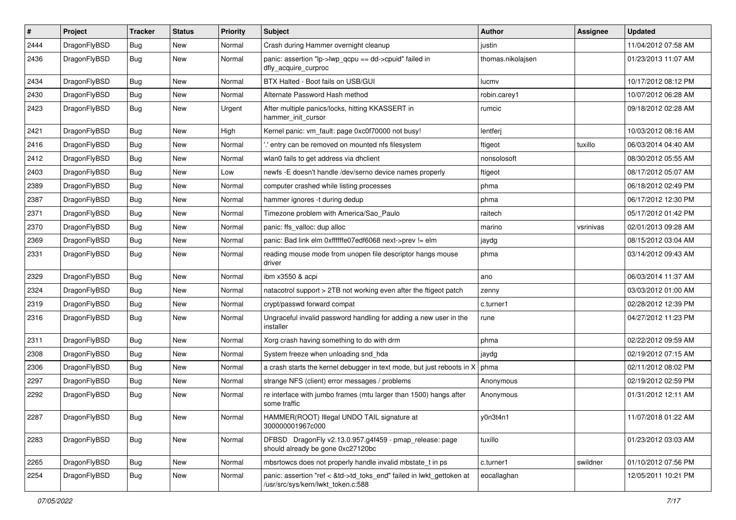| # | Project | Tracker | Status | Priority | Subject | Author | Assignee | Updated |
|---|---|---|---|---|---|---|---|---|
| 2444 | DragonFlyBSD | Bug | New | Normal | Crash during Hammer overnight cleanup | justin | | 11/04/2012 07:58 AM |
| 2436 | DragonFlyBSD | Bug | New | Normal | panic: assertion "lp->lwp_qcpu == dd->cpuid" failed in dfly_acquire_curproc | thomas.nikolajsen | | 01/23/2013 11:07 AM |
| 2434 | DragonFlyBSD | Bug | New | Normal | BTX Halted - Boot fails on USB/GUI | lucmv | | 10/17/2012 08:12 PM |
| 2430 | DragonFlyBSD | Bug | New | Normal | Alternate Password Hash method | robin.carey1 | | 10/07/2012 06:28 AM |
| 2423 | DragonFlyBSD | Bug | New | Urgent | After multiple panics/locks, hitting KKASSERT in hammer_init_cursor | rumcic | | 09/18/2012 02:28 AM |
| 2421 | DragonFlyBSD | Bug | New | High | Kernel panic: vm_fault: page 0xc0f70000 not busy! | lentferj | | 10/03/2012 08:16 AM |
| 2416 | DragonFlyBSD | Bug | New | Normal | '.' entry can be removed on mounted nfs filesystem | ftigeot | tuxillo | 06/03/2014 04:40 AM |
| 2412 | DragonFlyBSD | Bug | New | Normal | wlan0 fails to get address via dhclient | nonsolosoft | | 08/30/2012 05:55 AM |
| 2403 | DragonFlyBSD | Bug | New | Low | newfs -E doesn't handle /dev/serno device names properly | ftigeot | | 08/17/2012 05:07 AM |
| 2389 | DragonFlyBSD | Bug | New | Normal | computer crashed while listing processes | phma | | 06/18/2012 02:49 PM |
| 2387 | DragonFlyBSD | Bug | New | Normal | hammer ignores -t during dedup | phma | | 06/17/2012 12:30 PM |
| 2371 | DragonFlyBSD | Bug | New | Normal | Timezone problem with America/Sao_Paulo | raitech | | 05/17/2012 01:42 PM |
| 2370 | DragonFlyBSD | Bug | New | Normal | panic: ffs_valloc: dup alloc | marino | vsrinivas | 02/01/2013 09:28 AM |
| 2369 | DragonFlyBSD | Bug | New | Normal | panic: Bad link elm 0xffffffe07edf6068 next->prev != elm | jaydg | | 08/15/2012 03:04 AM |
| 2331 | DragonFlyBSD | Bug | New | Normal | reading mouse mode from unopen file descriptor hangs mouse driver | phma | | 03/14/2012 09:43 AM |
| 2329 | DragonFlyBSD | Bug | New | Normal | ibm x3550 & acpi | ano | | 06/03/2014 11:37 AM |
| 2324 | DragonFlyBSD | Bug | New | Normal | natacotrol support > 2TB not working even after the ftigeot patch | zenny | | 03/03/2012 01:00 AM |
| 2319 | DragonFlyBSD | Bug | New | Normal | crypt/passwd forward compat | c.turner1 | | 02/28/2012 12:39 PM |
| 2316 | DragonFlyBSD | Bug | New | Normal | Ungraceful invalid password handling for adding a new user in the installer | rune | | 04/27/2012 11:23 PM |
| 2311 | DragonFlyBSD | Bug | New | Normal | Xorg crash having something to do with drm | phma | | 02/22/2012 09:59 AM |
| 2308 | DragonFlyBSD | Bug | New | Normal | System freeze when unloading snd_hda | jaydg | | 02/19/2012 07:15 AM |
| 2306 | DragonFlyBSD | Bug | New | Normal | a crash starts the kernel debugger in text mode, but just reboots in X | phma | | 02/11/2012 08:02 PM |
| 2297 | DragonFlyBSD | Bug | New | Normal | strange NFS (client) error messages / problems | Anonymous | | 02/19/2012 02:59 PM |
| 2292 | DragonFlyBSD | Bug | New | Normal | re interface with jumbo frames (mtu larger than 1500) hangs after some traffic | Anonymous | | 01/31/2012 12:11 AM |
| 2287 | DragonFlyBSD | Bug | New | Normal | HAMMER(ROOT) Illegal UNDO TAIL signature at 300000001967c000 | y0n3t4n1 | | 11/07/2018 01:22 AM |
| 2283 | DragonFlyBSD | Bug | New | Normal | DFBSD DragonFly v2.13.0.957.g4f459 - pmap_release: page should already be gone 0xc27120bc | tuxillo | | 01/23/2012 03:03 AM |
| 2265 | DragonFlyBSD | Bug | New | Normal | mbsrtowcs does not properly handle invalid mbstate_t in ps | c.turner1 | swildner | 01/10/2012 07:56 PM |
| 2254 | DragonFlyBSD | Bug | New | Normal | panic: assertion "ref < &td->td_toks_end" failed in lwkt_gettoken at /usr/src/sys/kern/lwkt_token.c:588 | eocallaghan | | 12/05/2011 10:21 PM |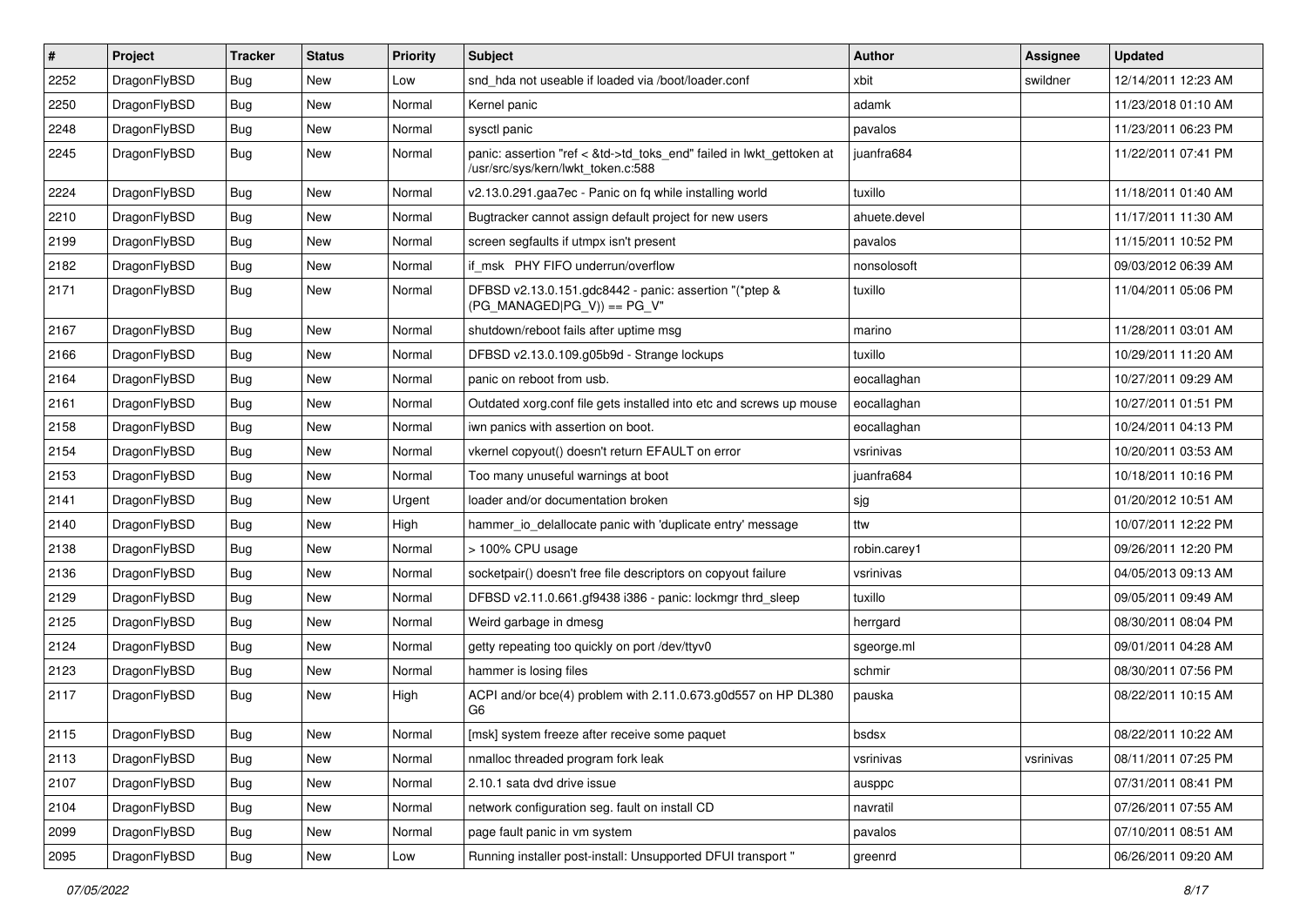| # | Project | Tracker | Status | Priority | Subject | Author | Assignee | Updated |
|---|---|---|---|---|---|---|---|---|
| 2252 | DragonFlyBSD | Bug | New | Low | snd_hda not useable if loaded via /boot/loader.conf | xbit | swildner | 12/14/2011 12:23 AM |
| 2250 | DragonFlyBSD | Bug | New | Normal | Kernel panic | adamk | | 11/23/2018 01:10 AM |
| 2248 | DragonFlyBSD | Bug | New | Normal | sysctl panic | pavalos | | 11/23/2011 06:23 PM |
| 2245 | DragonFlyBSD | Bug | New | Normal | panic: assertion "ref < &td->td_toks_end" failed in lwkt_gettoken at /usr/src/sys/kern/lwkt_token.c:588 | juanfra684 | | 11/22/2011 07:41 PM |
| 2224 | DragonFlyBSD | Bug | New | Normal | v2.13.0.291.gaa7ec - Panic on fq while installing world | tuxillo | | 11/18/2011 01:40 AM |
| 2210 | DragonFlyBSD | Bug | New | Normal | Bugtracker cannot assign default project for new users | ahuete.devel | | 11/17/2011 11:30 AM |
| 2199 | DragonFlyBSD | Bug | New | Normal | screen segfaults if utmpx isn't present | pavalos | | 11/15/2011 10:52 PM |
| 2182 | DragonFlyBSD | Bug | New | Normal | if_msk PHY FIFO underrun/overflow | nonsolosoft | | 09/03/2012 06:39 AM |
| 2171 | DragonFlyBSD | Bug | New | Normal | DFBSD v2.13.0.151.gdc8442 - panic: assertion "(*ptep & (PG_MANAGED\|PG_V)) == PG_V" | tuxillo | | 11/04/2011 05:06 PM |
| 2167 | DragonFlyBSD | Bug | New | Normal | shutdown/reboot fails after uptime msg | marino | | 11/28/2011 03:01 AM |
| 2166 | DragonFlyBSD | Bug | New | Normal | DFBSD v2.13.0.109.g05b9d - Strange lockups | tuxillo | | 10/29/2011 11:20 AM |
| 2164 | DragonFlyBSD | Bug | New | Normal | panic on reboot from usb. | eocallaghan | | 10/27/2011 09:29 AM |
| 2161 | DragonFlyBSD | Bug | New | Normal | Outdated xorg.conf file gets installed into etc and screws up mouse | eocallaghan | | 10/27/2011 01:51 PM |
| 2158 | DragonFlyBSD | Bug | New | Normal | iwn panics with assertion on boot. | eocallaghan | | 10/24/2011 04:13 PM |
| 2154 | DragonFlyBSD | Bug | New | Normal | vkernel copyout() doesn't return EFAULT on error | vsrinivas | | 10/20/2011 03:53 AM |
| 2153 | DragonFlyBSD | Bug | New | Normal | Too many unuseful warnings at boot | juanfra684 | | 10/18/2011 10:16 PM |
| 2141 | DragonFlyBSD | Bug | New | Urgent | loader and/or documentation broken | sjg | | 01/20/2012 10:51 AM |
| 2140 | DragonFlyBSD | Bug | New | High | hammer_io_delallocate panic with 'duplicate entry' message | ttw | | 10/07/2011 12:22 PM |
| 2138 | DragonFlyBSD | Bug | New | Normal | > 100% CPU usage | robin.carey1 | | 09/26/2011 12:20 PM |
| 2136 | DragonFlyBSD | Bug | New | Normal | socketpair() doesn't free file descriptors on copyout failure | vsrinivas | | 04/05/2013 09:13 AM |
| 2129 | DragonFlyBSD | Bug | New | Normal | DFBSD v2.11.0.661.gf9438 i386 - panic: lockmgr thrd_sleep | tuxillo | | 09/05/2011 09:49 AM |
| 2125 | DragonFlyBSD | Bug | New | Normal | Weird garbage in dmesg | herrgard | | 08/30/2011 08:04 PM |
| 2124 | DragonFlyBSD | Bug | New | Normal | getty repeating too quickly on port /dev/ttyv0 | sgeorge.ml | | 09/01/2011 04:28 AM |
| 2123 | DragonFlyBSD | Bug | New | Normal | hammer is losing files | schmir | | 08/30/2011 07:56 PM |
| 2117 | DragonFlyBSD | Bug | New | High | ACPI and/or bce(4) problem with 2.11.0.673.g0d557 on HP DL380 G6 | pauska | | 08/22/2011 10:15 AM |
| 2115 | DragonFlyBSD | Bug | New | Normal | [msk] system freeze after receive some paquet | bsdsx | | 08/22/2011 10:22 AM |
| 2113 | DragonFlyBSD | Bug | New | Normal | nmalloc threaded program fork leak | vsrinivas | vsrinivas | 08/11/2011 07:25 PM |
| 2107 | DragonFlyBSD | Bug | New | Normal | 2.10.1 sata dvd drive issue | ausppc | | 07/31/2011 08:41 PM |
| 2104 | DragonFlyBSD | Bug | New | Normal | network configuration seg. fault on install CD | navratil | | 07/26/2011 07:55 AM |
| 2099 | DragonFlyBSD | Bug | New | Normal | page fault panic in vm system | pavalos | | 07/10/2011 08:51 AM |
| 2095 | DragonFlyBSD | Bug | New | Low | Running installer post-install: Unsupported DFUI transport " | greenrd | | 06/26/2011 09:20 AM |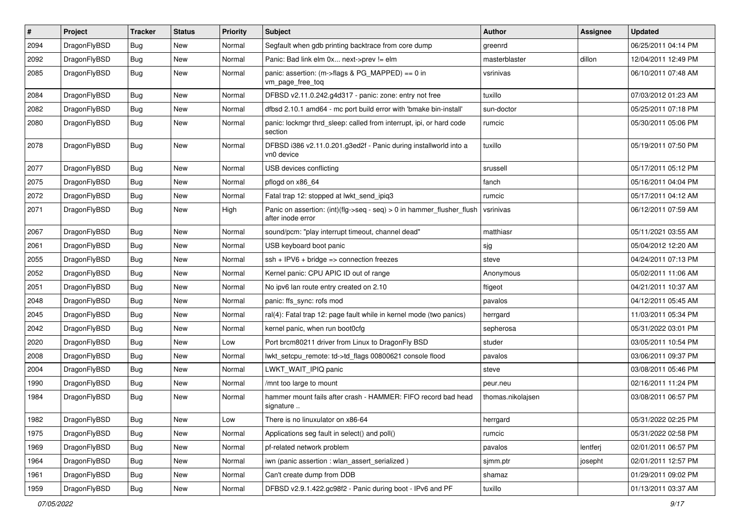| # | Project | Tracker | Status | Priority | Subject | Author | Assignee | Updated |
| --- | --- | --- | --- | --- | --- | --- | --- | --- |
| 2094 | DragonFlyBSD | Bug | New | Normal | Segfault when gdb printing backtrace from core dump | greenrd | | 06/25/2011 04:14 PM |
| 2092 | DragonFlyBSD | Bug | New | Normal | Panic: Bad link elm 0x... next->prev != elm | masterblaster | dillon | 12/04/2011 12:49 PM |
| 2085 | DragonFlyBSD | Bug | New | Normal | panic: assertion: (m->flags & PG_MAPPED) == 0 in vm_page_free_toq | vsrinivas | | 06/10/2011 07:48 AM |
| 2084 | DragonFlyBSD | Bug | New | Normal | DFBSD v2.11.0.242.g4d317 - panic: zone: entry not free | tuxillo | | 07/03/2012 01:23 AM |
| 2082 | DragonFlyBSD | Bug | New | Normal | dfbsd 2.10.1 amd64 - mc port build error with 'bmake bin-install' | sun-doctor | | 05/25/2011 07:18 PM |
| 2080 | DragonFlyBSD | Bug | New | Normal | panic: lockmgr thrd_sleep: called from interrupt, ipi, or hard code section | rumcic | | 05/30/2011 05:06 PM |
| 2078 | DragonFlyBSD | Bug | New | Normal | DFBSD i386 v2.11.0.201.g3ed2f - Panic during installworld into a vn0 device | tuxillo | | 05/19/2011 07:50 PM |
| 2077 | DragonFlyBSD | Bug | New | Normal | USB devices conflicting | srussell | | 05/17/2011 05:12 PM |
| 2075 | DragonFlyBSD | Bug | New | Normal | pflogd on x86_64 | fanch | | 05/16/2011 04:04 PM |
| 2072 | DragonFlyBSD | Bug | New | Normal | Fatal trap 12: stopped at lwkt_send_ipiq3 | rumcic | | 05/17/2011 04:12 AM |
| 2071 | DragonFlyBSD | Bug | New | High | Panic on assertion: (int)(flg->seq - seq) > 0 in hammer_flusher_flush after inode error | vsrinivas | | 06/12/2011 07:59 AM |
| 2067 | DragonFlyBSD | Bug | New | Normal | sound/pcm: "play interrupt timeout, channel dead" | matthiasr | | 05/11/2021 03:55 AM |
| 2061 | DragonFlyBSD | Bug | New | Normal | USB keyboard boot panic | sjg | | 05/04/2012 12:20 AM |
| 2055 | DragonFlyBSD | Bug | New | Normal | ssh + IPV6 + bridge => connection freezes | steve | | 04/24/2011 07:13 PM |
| 2052 | DragonFlyBSD | Bug | New | Normal | Kernel panic: CPU APIC ID out of range | Anonymous | | 05/02/2011 11:06 AM |
| 2051 | DragonFlyBSD | Bug | New | Normal | No ipv6 lan route entry created on 2.10 | ftigeot | | 04/21/2011 10:37 AM |
| 2048 | DragonFlyBSD | Bug | New | Normal | panic: ffs_sync: rofs mod | pavalos | | 04/12/2011 05:45 AM |
| 2045 | DragonFlyBSD | Bug | New | Normal | ral(4): Fatal trap 12: page fault while in kernel mode (two panics) | herrgard | | 11/03/2011 05:34 PM |
| 2042 | DragonFlyBSD | Bug | New | Normal | kernel panic, when run boot0cfg | sepherosa | | 05/31/2022 03:01 PM |
| 2020 | DragonFlyBSD | Bug | New | Low | Port brcm80211 driver from Linux to DragonFly BSD | studer | | 03/05/2011 10:54 PM |
| 2008 | DragonFlyBSD | Bug | New | Normal | lwkt_setcpu_remote: td->td_flags 00800621 console flood | pavalos | | 03/06/2011 09:37 PM |
| 2004 | DragonFlyBSD | Bug | New | Normal | LWKT_WAIT_IPIQ panic | steve | | 03/08/2011 05:46 PM |
| 1990 | DragonFlyBSD | Bug | New | Normal | /mnt too large to mount | peur.neu | | 02/16/2011 11:24 PM |
| 1984 | DragonFlyBSD | Bug | New | Normal | hammer mount fails after crash - HAMMER: FIFO record bad head signature .. | thomas.nikolajsen | | 03/08/2011 06:57 PM |
| 1982 | DragonFlyBSD | Bug | New | Low | There is no linuxulator on x86-64 | herrgard | | 05/31/2022 02:25 PM |
| 1975 | DragonFlyBSD | Bug | New | Normal | Applications seg fault in select() and poll() | rumcic | | 05/31/2022 02:58 PM |
| 1969 | DragonFlyBSD | Bug | New | Normal | pf-related network problem | pavalos | lentferj | 02/01/2011 06:57 PM |
| 1964 | DragonFlyBSD | Bug | New | Normal | iwn (panic assertion : wlan_assert_serialized ) | sjmm.ptr | josepht | 02/01/2011 12:57 PM |
| 1961 | DragonFlyBSD | Bug | New | Normal | Can't create dump from DDB | shamaz | | 01/29/2011 09:02 PM |
| 1959 | DragonFlyBSD | Bug | New | Normal | DFBSD v2.9.1.422.gc98f2 - Panic during boot - IPv6 and PF | tuxillo | | 01/13/2011 03:37 AM |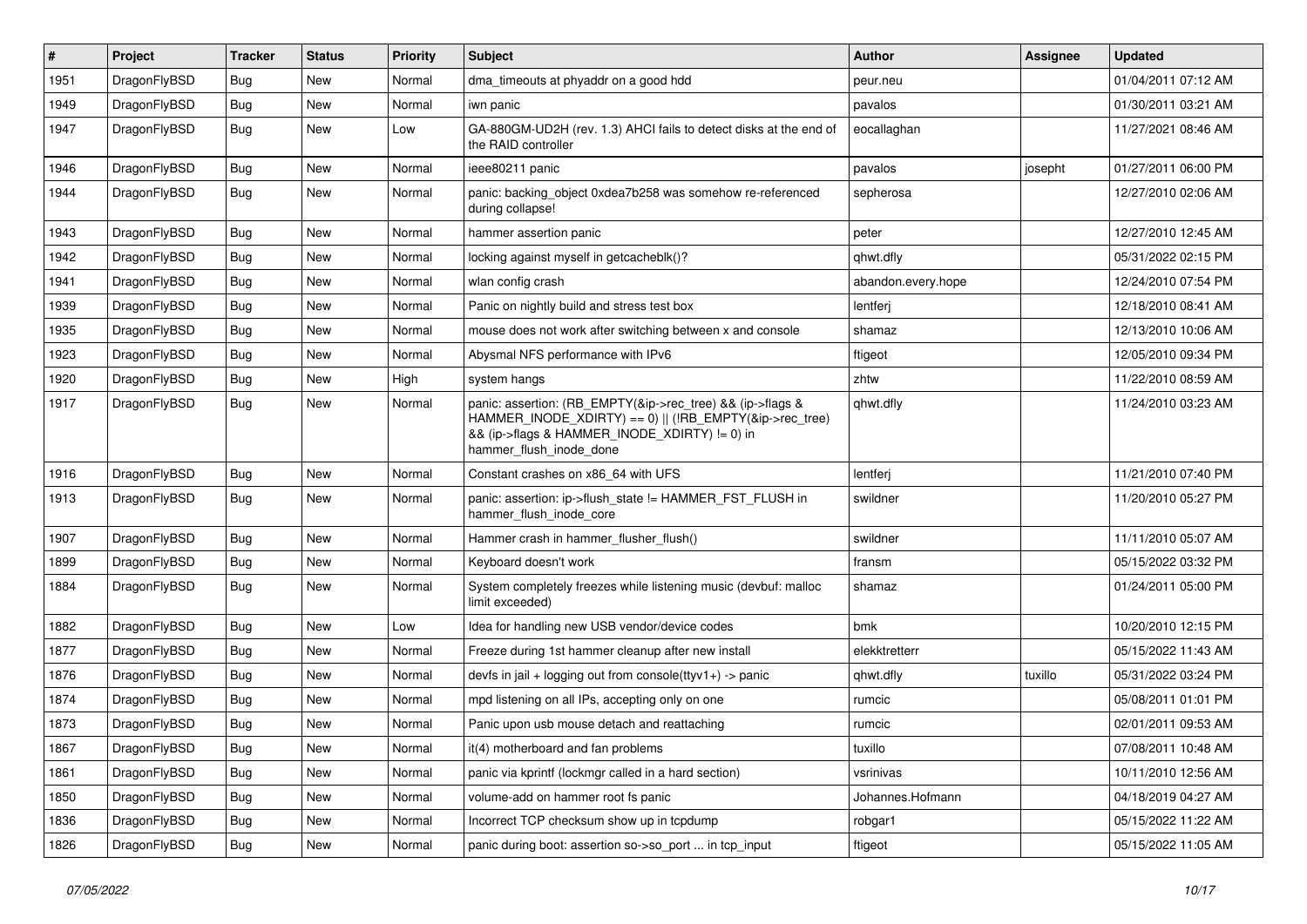| # | Project | Tracker | Status | Priority | Subject | Author | Assignee | Updated |
|---|---|---|---|---|---|---|---|---|
| 1951 | DragonFlyBSD | Bug | New | Normal | dma_timeouts at phyaddr on a good hdd | peur.neu | | 01/04/2011 07:12 AM |
| 1949 | DragonFlyBSD | Bug | New | Normal | iwn panic | pavalos | | 01/30/2011 03:21 AM |
| 1947 | DragonFlyBSD | Bug | New | Low | GA-880GM-UD2H (rev. 1.3) AHCI fails to detect disks at the end of the RAID controller | eocallaghan | | 11/27/2021 08:46 AM |
| 1946 | DragonFlyBSD | Bug | New | Normal | ieee80211 panic | pavalos | josepht | 01/27/2011 06:00 PM |
| 1944 | DragonFlyBSD | Bug | New | Normal | panic: backing_object 0xdea7b258 was somehow re-referenced during collapse! | sepherosa | | 12/27/2010 02:06 AM |
| 1943 | DragonFlyBSD | Bug | New | Normal | hammer assertion panic | peter | | 12/27/2010 12:45 AM |
| 1942 | DragonFlyBSD | Bug | New | Normal | locking against myself in getcacheblk()? | qhwt.dfly | | 05/31/2022 02:15 PM |
| 1941 | DragonFlyBSD | Bug | New | Normal | wlan config crash | abandon.every.hope | | 12/24/2010 07:54 PM |
| 1939 | DragonFlyBSD | Bug | New | Normal | Panic on nightly build and stress test box | lentferj | | 12/18/2010 08:41 AM |
| 1935 | DragonFlyBSD | Bug | New | Normal | mouse does not work after switching between x and console | shamaz | | 12/13/2010 10:06 AM |
| 1923 | DragonFlyBSD | Bug | New | Normal | Abysmal NFS performance with IPv6 | ftigeot | | 12/05/2010 09:34 PM |
| 1920 | DragonFlyBSD | Bug | New | High | system hangs | zhtw | | 11/22/2010 08:59 AM |
| 1917 | DragonFlyBSD | Bug | New | Normal | panic: assertion: (RB_EMPTY(&ip->rec_tree) && (ip->flags & HAMMER_INODE_XDIRTY) == 0) \|\| (!RB_EMPTY(&ip->rec_tree) && (ip->flags & HAMMER_INODE_XDIRTY) != 0) in hammer_flush_inode_done | qhwt.dfly | | 11/24/2010 03:23 AM |
| 1916 | DragonFlyBSD | Bug | New | Normal | Constant crashes on x86_64 with UFS | lentferj | | 11/21/2010 07:40 PM |
| 1913 | DragonFlyBSD | Bug | New | Normal | panic: assertion: ip->flush_state != HAMMER_FST_FLUSH in hammer_flush_inode_core | swildner | | 11/20/2010 05:27 PM |
| 1907 | DragonFlyBSD | Bug | New | Normal | Hammer crash in hammer_flusher_flush() | swildner | | 11/11/2010 05:07 AM |
| 1899 | DragonFlyBSD | Bug | New | Normal | Keyboard doesn't work | fransm | | 05/15/2022 03:32 PM |
| 1884 | DragonFlyBSD | Bug | New | Normal | System completely freezes while listening music (devbuf: malloc limit exceeded) | shamaz | | 01/24/2011 05:00 PM |
| 1882 | DragonFlyBSD | Bug | New | Low | Idea for handling new USB vendor/device codes | bmk | | 10/20/2010 12:15 PM |
| 1877 | DragonFlyBSD | Bug | New | Normal | Freeze during 1st hammer cleanup after new install | elekktretterr | | 05/15/2022 11:43 AM |
| 1876 | DragonFlyBSD | Bug | New | Normal | devfs in jail + logging out from console(ttyv1+) -> panic | qhwt.dfly | tuxillo | 05/31/2022 03:24 PM |
| 1874 | DragonFlyBSD | Bug | New | Normal | mpd listening on all IPs, accepting only on one | rumcic | | 05/08/2011 01:01 PM |
| 1873 | DragonFlyBSD | Bug | New | Normal | Panic upon usb mouse detach and reattaching | rumcic | | 02/01/2011 09:53 AM |
| 1867 | DragonFlyBSD | Bug | New | Normal | it(4) motherboard and fan problems | tuxillo | | 07/08/2011 10:48 AM |
| 1861 | DragonFlyBSD | Bug | New | Normal | panic via kprintf (lockmgr called in a hard section) | vsrinivas | | 10/11/2010 12:56 AM |
| 1850 | DragonFlyBSD | Bug | New | Normal | volume-add on hammer root fs panic | Johannes.Hofmann | | 04/18/2019 04:27 AM |
| 1836 | DragonFlyBSD | Bug | New | Normal | Incorrect TCP checksum show up in tcpdump | robgar1 | | 05/15/2022 11:22 AM |
| 1826 | DragonFlyBSD | Bug | New | Normal | panic during boot: assertion so->so_port ... in tcp_input | ftigeot | | 05/15/2022 11:05 AM |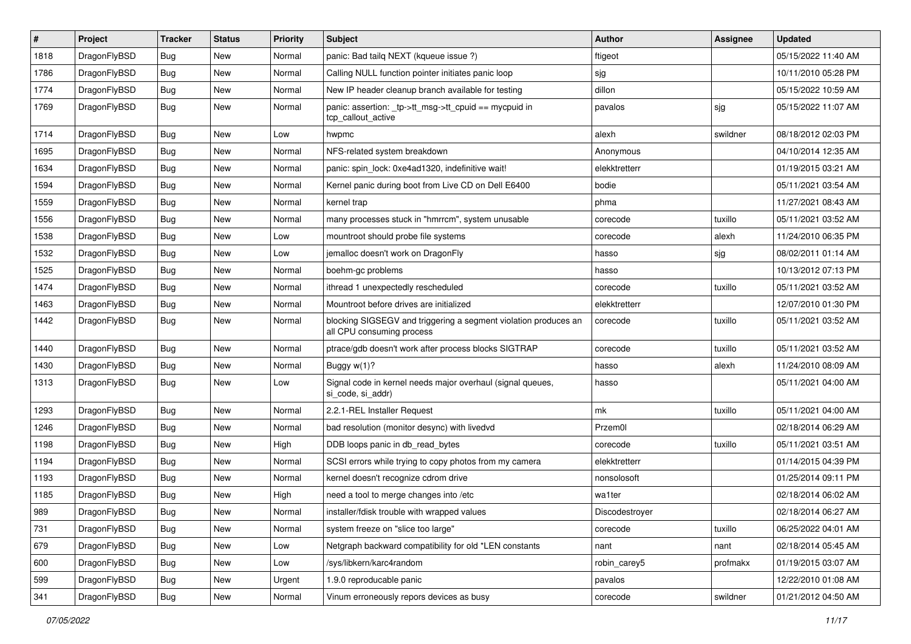| # | Project | Tracker | Status | Priority | Subject | Author | Assignee | Updated |
|---|---|---|---|---|---|---|---|---|
| 1818 | DragonFlyBSD | Bug | New | Normal | panic: Bad tailq NEXT (kqueue issue ?) | ftigeot | | 05/15/2022 11:40 AM |
| 1786 | DragonFlyBSD | Bug | New | Normal | Calling NULL function pointer initiates panic loop | sjg | | 10/11/2010 05:28 PM |
| 1774 | DragonFlyBSD | Bug | New | Normal | New IP header cleanup branch available for testing | dillon | | 05/15/2022 10:59 AM |
| 1769 | DragonFlyBSD | Bug | New | Normal | panic: assertion: _tp->tt_msg->tt_cpuid == mycpuid in tcp_callout_active | pavalos | sjg | 05/15/2022 11:07 AM |
| 1714 | DragonFlyBSD | Bug | New | Low | hwpmc | alexh | swildner | 08/18/2012 02:03 PM |
| 1695 | DragonFlyBSD | Bug | New | Normal | NFS-related system breakdown | Anonymous | | 04/10/2014 12:35 AM |
| 1634 | DragonFlyBSD | Bug | New | Normal | panic: spin_lock: 0xe4ad1320, indefinitive wait! | elekktretterr | | 01/19/2015 03:21 AM |
| 1594 | DragonFlyBSD | Bug | New | Normal | Kernel panic during boot from Live CD on Dell E6400 | bodie | | 05/11/2021 03:54 AM |
| 1559 | DragonFlyBSD | Bug | New | Normal | kernel trap | phma | | 11/27/2021 08:43 AM |
| 1556 | DragonFlyBSD | Bug | New | Normal | many processes stuck in "hmrrcm", system unusable | corecode | tuxillo | 05/11/2021 03:52 AM |
| 1538 | DragonFlyBSD | Bug | New | Low | mountroot should probe file systems | corecode | alexh | 11/24/2010 06:35 PM |
| 1532 | DragonFlyBSD | Bug | New | Low | jemalloc doesn't work on DragonFly | hasso | sjg | 08/02/2011 01:14 AM |
| 1525 | DragonFlyBSD | Bug | New | Normal | boehm-gc problems | hasso | | 10/13/2012 07:13 PM |
| 1474 | DragonFlyBSD | Bug | New | Normal | ithread 1 unexpectedly rescheduled | corecode | tuxillo | 05/11/2021 03:52 AM |
| 1463 | DragonFlyBSD | Bug | New | Normal | Mountroot before drives are initialized | elekktretterr | | 12/07/2010 01:30 PM |
| 1442 | DragonFlyBSD | Bug | New | Normal | blocking SIGSEGV and triggering a segment violation produces an all CPU consuming process | corecode | tuxillo | 05/11/2021 03:52 AM |
| 1440 | DragonFlyBSD | Bug | New | Normal | ptrace/gdb doesn't work after process blocks SIGTRAP | corecode | tuxillo | 05/11/2021 03:52 AM |
| 1430 | DragonFlyBSD | Bug | New | Normal | Buggy w(1)? | hasso | alexh | 11/24/2010 08:09 AM |
| 1313 | DragonFlyBSD | Bug | New | Low | Signal code in kernel needs major overhaul (signal queues, si_code, si_addr) | hasso | | 05/11/2021 04:00 AM |
| 1293 | DragonFlyBSD | Bug | New | Normal | 2.2.1-REL Installer Request | mk | tuxillo | 05/11/2021 04:00 AM |
| 1246 | DragonFlyBSD | Bug | New | Normal | bad resolution (monitor desync) with livedvd | Przem0l | | 02/18/2014 06:29 AM |
| 1198 | DragonFlyBSD | Bug | New | High | DDB loops panic in db_read_bytes | corecode | tuxillo | 05/11/2021 03:51 AM |
| 1194 | DragonFlyBSD | Bug | New | Normal | SCSI errors while trying to copy photos from my camera | elekktretterr | | 01/14/2015 04:39 PM |
| 1193 | DragonFlyBSD | Bug | New | Normal | kernel doesn't recognize cdrom drive | nonsolosoft | | 01/25/2014 09:11 PM |
| 1185 | DragonFlyBSD | Bug | New | High | need a tool to merge changes into /etc | wa1ter | | 02/18/2014 06:02 AM |
| 989 | DragonFlyBSD | Bug | New | Normal | installer/fdisk trouble with wrapped values | Discodestroyer | | 02/18/2014 06:27 AM |
| 731 | DragonFlyBSD | Bug | New | Normal | system freeze on "slice too large" | corecode | tuxillo | 06/25/2022 04:01 AM |
| 679 | DragonFlyBSD | Bug | New | Low | Netgraph backward compatibility for old *LEN constants | nant | nant | 02/18/2014 05:45 AM |
| 600 | DragonFlyBSD | Bug | New | Low | /sys/libkern/karc4random | robin_carey5 | profmakx | 01/19/2015 03:07 AM |
| 599 | DragonFlyBSD | Bug | New | Urgent | 1.9.0 reproducable panic | pavalos | | 12/22/2010 01:08 AM |
| 341 | DragonFlyBSD | Bug | New | Normal | Vinum erroneously repors devices as busy | corecode | swildner | 01/21/2012 04:50 AM |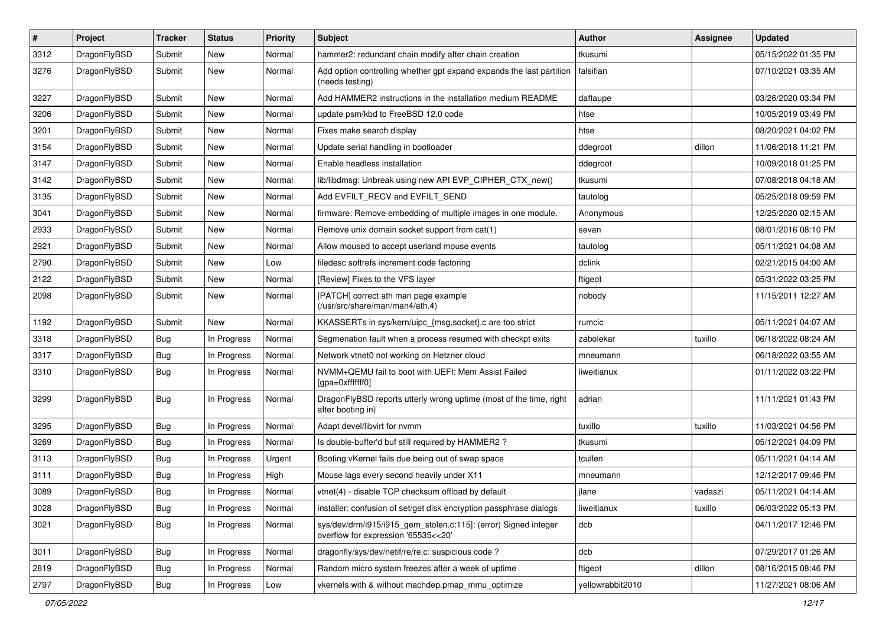| # | Project | Tracker | Status | Priority | Subject | Author | Assignee | Updated |
|---|---|---|---|---|---|---|---|---|
| 3312 | DragonFlyBSD | Submit | New | Normal | hammer2: redundant chain modify after chain creation | tkusumi | | 05/15/2022 01:35 PM |
| 3276 | DragonFlyBSD | Submit | New | Normal | Add option controlling whether gpt expand expands the last partition (needs testing) | falsifian | | 07/10/2021 03:35 AM |
| 3227 | DragonFlyBSD | Submit | New | Normal | Add HAMMER2 instructions in the installation medium README | daftaupe | | 03/26/2020 03:34 PM |
| 3206 | DragonFlyBSD | Submit | New | Normal | update psm/kbd to FreeBSD 12.0 code | htse | | 10/05/2019 03:49 PM |
| 3201 | DragonFlyBSD | Submit | New | Normal | Fixes make search display | htse | | 08/20/2021 04:02 PM |
| 3154 | DragonFlyBSD | Submit | New | Normal | Update serial handling in bootloader | ddegroot | dillon | 11/06/2018 11:21 PM |
| 3147 | DragonFlyBSD | Submit | New | Normal | Enable headless installation | ddegroot | | 10/09/2018 01:25 PM |
| 3142 | DragonFlyBSD | Submit | New | Normal | lib/libdmsg: Unbreak using new API EVP_CIPHER_CTX_new() | tkusumi | | 07/08/2018 04:18 AM |
| 3135 | DragonFlyBSD | Submit | New | Normal | Add EVFILT_RECV and EVFILT_SEND | tautolog | | 05/25/2018 09:59 PM |
| 3041 | DragonFlyBSD | Submit | New | Normal | firmware: Remove embedding of multiple images in one module. | Anonymous | | 12/25/2020 02:15 AM |
| 2933 | DragonFlyBSD | Submit | New | Normal | Remove unix domain socket support from cat(1) | sevan | | 08/01/2016 08:10 PM |
| 2921 | DragonFlyBSD | Submit | New | Normal | Allow moused to accept userland mouse events | tautolog | | 05/11/2021 04:08 AM |
| 2790 | DragonFlyBSD | Submit | New | Low | filedesc softrefs increment code factoring | dclink | | 02/21/2015 04:00 AM |
| 2122 | DragonFlyBSD | Submit | New | Normal | [Review] Fixes to the VFS layer | ftigeot | | 05/31/2022 03:25 PM |
| 2098 | DragonFlyBSD | Submit | New | Normal | [PATCH] correct ath man page example (/usr/src/share/man/man4/ath.4) | nobody | | 11/15/2011 12:27 AM |
| 1192 | DragonFlyBSD | Submit | New | Normal | KKASSERTs in sys/kern/uipc_{msg,socket}.c are too strict | rumcic | | 05/11/2021 04:07 AM |
| 3318 | DragonFlyBSD | Bug | In Progress | Normal | Segmenation fault when a process resumed with checkpt exits | zabolekar | tuxillo | 06/18/2022 08:24 AM |
| 3317 | DragonFlyBSD | Bug | In Progress | Normal | Network vtnet0 not working on Hetzner cloud | mneumann | | 06/18/2022 03:55 AM |
| 3310 | DragonFlyBSD | Bug | In Progress | Normal | NVMM+QEMU fail to boot with UEFI: Mem Assist Failed [gpa=0xfffffff0] | liweitianux | | 01/11/2022 03:22 PM |
| 3299 | DragonFlyBSD | Bug | In Progress | Normal | DragonFlyBSD reports utterly wrong uptime (most of the time, right after booting in) | adrian | | 11/11/2021 01:43 PM |
| 3295 | DragonFlyBSD | Bug | In Progress | Normal | Adapt devel/libvirt for nvmm | tuxillo | tuxillo | 11/03/2021 04:56 PM |
| 3269 | DragonFlyBSD | Bug | In Progress | Normal | Is double-buffer'd buf still required by HAMMER2 ? | tkusumi | | 05/12/2021 04:09 PM |
| 3113 | DragonFlyBSD | Bug | In Progress | Urgent | Booting vKernel fails due being out of swap space | tcullen | | 05/11/2021 04:14 AM |
| 3111 | DragonFlyBSD | Bug | In Progress | High | Mouse lags every second heavily under X11 | mneumann | | 12/12/2017 09:46 PM |
| 3089 | DragonFlyBSD | Bug | In Progress | Normal | vtnet(4) - disable TCP checksum offload by default | jlane | vadaszi | 05/11/2021 04:14 AM |
| 3028 | DragonFlyBSD | Bug | In Progress | Normal | installer: confusion of set/get disk encryption passphrase dialogs | liweitianux | tuxillo | 06/03/2022 05:13 PM |
| 3021 | DragonFlyBSD | Bug | In Progress | Normal | sys/dev/drm/i915/i915_gem_stolen.c:115]: (error) Signed integer overflow for expression '65535<<20' | dcb | | 04/11/2017 12:46 PM |
| 3011 | DragonFlyBSD | Bug | In Progress | Normal | dragonfly/sys/dev/netif/re/re.c: suspicious code ? | dcb | | 07/29/2017 01:26 AM |
| 2819 | DragonFlyBSD | Bug | In Progress | Normal | Random micro system freezes after a week of uptime | ftigeot | dillon | 08/16/2015 08:46 PM |
| 2797 | DragonFlyBSD | Bug | In Progress | Low | vkernels with & without machdep.pmap_mmu_optimize | yellowrabbit2010 | | 11/27/2021 08:06 AM |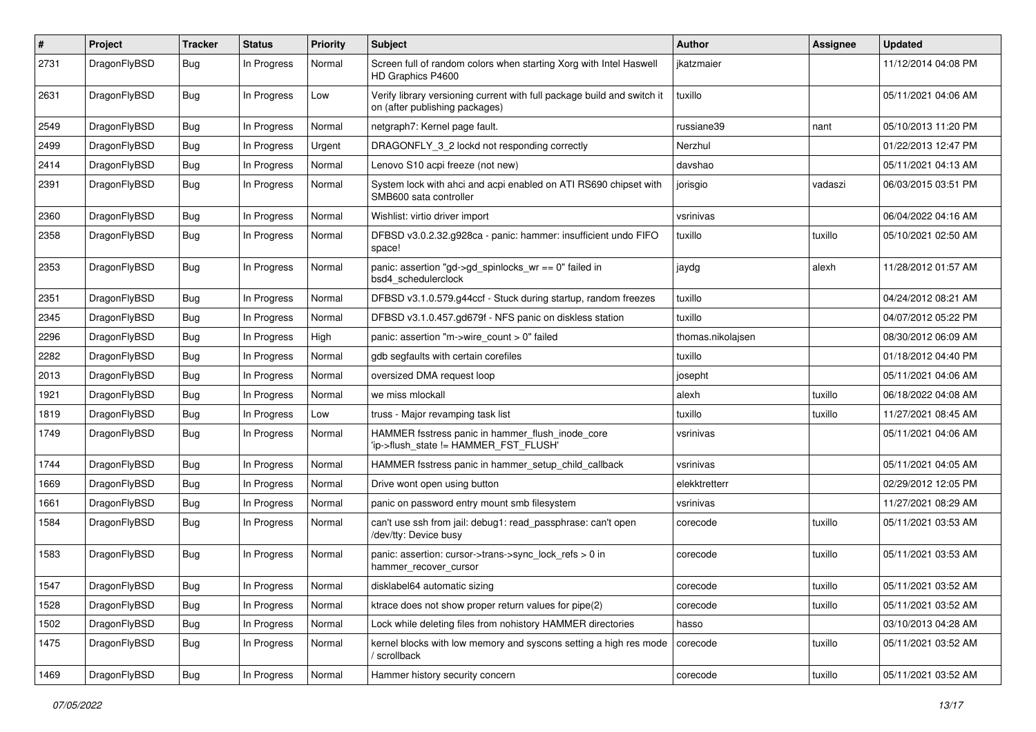| # | Project | Tracker | Status | Priority | Subject | Author | Assignee | Updated |
|---|---|---|---|---|---|---|---|---|
| 2731 | DragonFlyBSD | Bug | In Progress | Normal | Screen full of random colors when starting Xorg with Intel Haswell HD Graphics P4600 | jkatzmaier | | 11/12/2014 04:08 PM |
| 2631 | DragonFlyBSD | Bug | In Progress | Low | Verify library versioning current with full package build and switch it on (after publishing packages) | tuxillo | | 05/11/2021 04:06 AM |
| 2549 | DragonFlyBSD | Bug | In Progress | Normal | netgraph7: Kernel page fault. | russiane39 | nant | 05/10/2013 11:20 PM |
| 2499 | DragonFlyBSD | Bug | In Progress | Urgent | DRAGONFLY_3_2 lockd not responding correctly | Nerzhul | | 01/22/2013 12:47 PM |
| 2414 | DragonFlyBSD | Bug | In Progress | Normal | Lenovo S10 acpi freeze (not new) | davshao | | 05/11/2021 04:13 AM |
| 2391 | DragonFlyBSD | Bug | In Progress | Normal | System lock with ahci and acpi enabled on ATI RS690 chipset with SMB600 sata controller | jorisgio | vadaszi | 06/03/2015 03:51 PM |
| 2360 | DragonFlyBSD | Bug | In Progress | Normal | Wishlist: virtio driver import | vsrinivas | | 06/04/2022 04:16 AM |
| 2358 | DragonFlyBSD | Bug | In Progress | Normal | DFBSD v3.0.2.32.g928ca - panic: hammer: insufficient undo FIFO space! | tuxillo | tuxillo | 05/10/2021 02:50 AM |
| 2353 | DragonFlyBSD | Bug | In Progress | Normal | panic: assertion "gd->gd_spinlocks_wr == 0" failed in bsd4_schedulerclock | jaydg | alexh | 11/28/2012 01:57 AM |
| 2351 | DragonFlyBSD | Bug | In Progress | Normal | DFBSD v3.1.0.579.g44ccf - Stuck during startup, random freezes | tuxillo | | 04/24/2012 08:21 AM |
| 2345 | DragonFlyBSD | Bug | In Progress | Normal | DFBSD v3.1.0.457.gd679f - NFS panic on diskless station | tuxillo | | 04/07/2012 05:22 PM |
| 2296 | DragonFlyBSD | Bug | In Progress | High | panic: assertion "m->wire_count > 0" failed | thomas.nikolajsen | | 08/30/2012 06:09 AM |
| 2282 | DragonFlyBSD | Bug | In Progress | Normal | gdb segfaults with certain corefiles | tuxillo | | 01/18/2012 04:40 PM |
| 2013 | DragonFlyBSD | Bug | In Progress | Normal | oversized DMA request loop | josepht | | 05/11/2021 04:06 AM |
| 1921 | DragonFlyBSD | Bug | In Progress | Normal | we miss mlockall | alexh | tuxillo | 06/18/2022 04:08 AM |
| 1819 | DragonFlyBSD | Bug | In Progress | Low | truss - Major revamping task list | tuxillo | tuxillo | 11/27/2021 08:45 AM |
| 1749 | DragonFlyBSD | Bug | In Progress | Normal | HAMMER fsstress panic in hammer_flush_inode_core 'ip->flush_state != HAMMER_FST_FLUSH' | vsrinivas | | 05/11/2021 04:06 AM |
| 1744 | DragonFlyBSD | Bug | In Progress | Normal | HAMMER fsstress panic in hammer_setup_child_callback | vsrinivas | | 05/11/2021 04:05 AM |
| 1669 | DragonFlyBSD | Bug | In Progress | Normal | Drive wont open using button | elekktretterr | | 02/29/2012 12:05 PM |
| 1661 | DragonFlyBSD | Bug | In Progress | Normal | panic on password entry mount smb filesystem | vsrinivas | | 11/27/2021 08:29 AM |
| 1584 | DragonFlyBSD | Bug | In Progress | Normal | can't use ssh from jail: debug1: read_passphrase: can't open /dev/tty: Device busy | corecode | tuxillo | 05/11/2021 03:53 AM |
| 1583 | DragonFlyBSD | Bug | In Progress | Normal | panic: assertion: cursor->trans->sync_lock_refs > 0 in hammer_recover_cursor | corecode | tuxillo | 05/11/2021 03:53 AM |
| 1547 | DragonFlyBSD | Bug | In Progress | Normal | disklabel64 automatic sizing | corecode | tuxillo | 05/11/2021 03:52 AM |
| 1528 | DragonFlyBSD | Bug | In Progress | Normal | ktrace does not show proper return values for pipe(2) | corecode | tuxillo | 05/11/2021 03:52 AM |
| 1502 | DragonFlyBSD | Bug | In Progress | Normal | Lock while deleting files from nohistory HAMMER directories | hasso | | 03/10/2013 04:28 AM |
| 1475 | DragonFlyBSD | Bug | In Progress | Normal | kernel blocks with low memory and syscons setting a high res mode / scrollback | corecode | tuxillo | 05/11/2021 03:52 AM |
| 1469 | DragonFlyBSD | Bug | In Progress | Normal | Hammer history security concern | corecode | tuxillo | 05/11/2021 03:52 AM |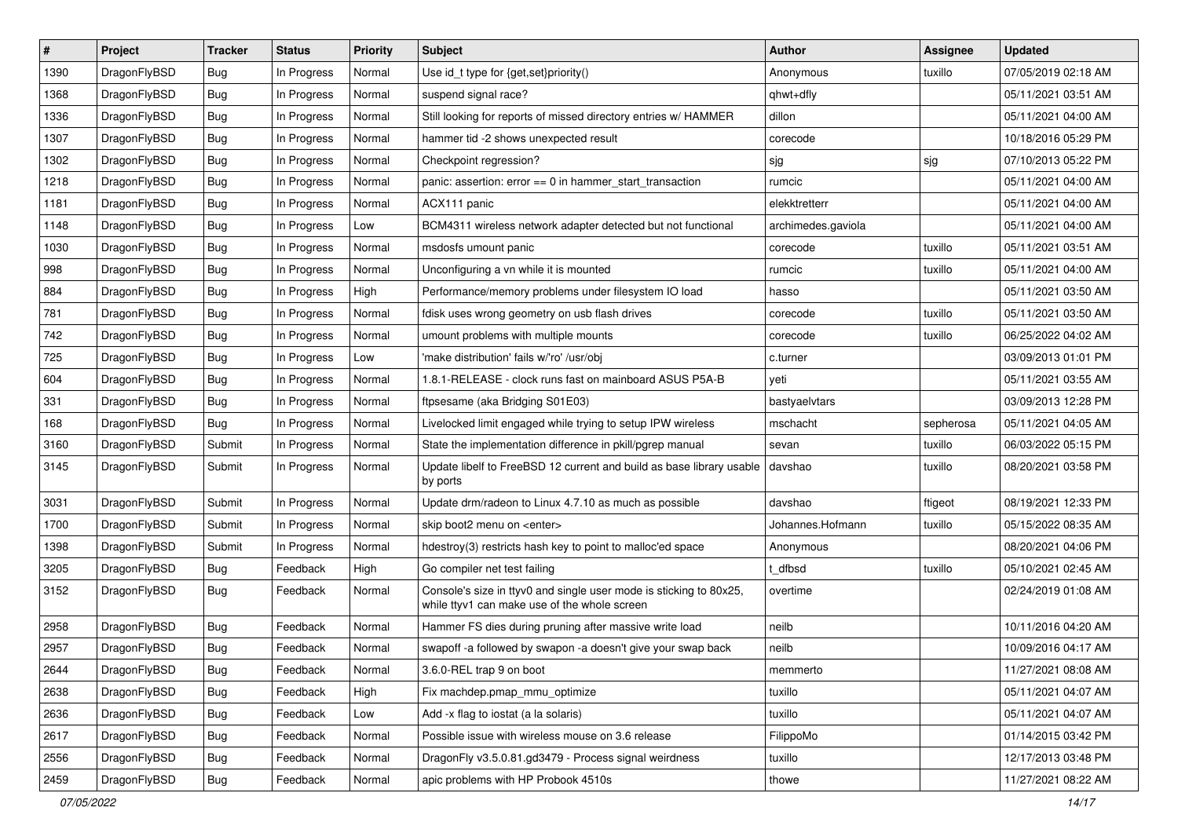| # | Project | Tracker | Status | Priority | Subject | Author | Assignee | Updated |
|---|---|---|---|---|---|---|---|---|
| 1390 | DragonFlyBSD | Bug | In Progress | Normal | Use id_t type for {get,set}priority() | Anonymous | tuxillo | 07/05/2019 02:18 AM |
| 1368 | DragonFlyBSD | Bug | In Progress | Normal | suspend signal race? | qhwt+dfly | | 05/11/2021 03:51 AM |
| 1336 | DragonFlyBSD | Bug | In Progress | Normal | Still looking for reports of missed directory entries w/ HAMMER | dillon | | 05/11/2021 04:00 AM |
| 1307 | DragonFlyBSD | Bug | In Progress | Normal | hammer tid -2 shows unexpected result | corecode | | 10/18/2016 05:29 PM |
| 1302 | DragonFlyBSD | Bug | In Progress | Normal | Checkpoint regression? | sjg | sjg | 07/10/2013 05:22 PM |
| 1218 | DragonFlyBSD | Bug | In Progress | Normal | panic: assertion: error == 0 in hammer_start_transaction | rumcic | | 05/11/2021 04:00 AM |
| 1181 | DragonFlyBSD | Bug | In Progress | Normal | ACX111 panic | elekktretterr | | 05/11/2021 04:00 AM |
| 1148 | DragonFlyBSD | Bug | In Progress | Low | BCM4311 wireless network adapter detected but not functional | archimedes.gaviola | | 05/11/2021 04:00 AM |
| 1030 | DragonFlyBSD | Bug | In Progress | Normal | msdosfs umount panic | corecode | tuxillo | 05/11/2021 03:51 AM |
| 998 | DragonFlyBSD | Bug | In Progress | Normal | Unconfiguring a vn while it is mounted | rumcic | tuxillo | 05/11/2021 04:00 AM |
| 884 | DragonFlyBSD | Bug | In Progress | High | Performance/memory problems under filesystem IO load | hasso | | 05/11/2021 03:50 AM |
| 781 | DragonFlyBSD | Bug | In Progress | Normal | fdisk uses wrong geometry on usb flash drives | corecode | tuxillo | 05/11/2021 03:50 AM |
| 742 | DragonFlyBSD | Bug | In Progress | Normal | umount problems with multiple mounts | corecode | tuxillo | 06/25/2022 04:02 AM |
| 725 | DragonFlyBSD | Bug | In Progress | Low | 'make distribution' fails w/'ro' /usr/obj | c.turner | | 03/09/2013 01:01 PM |
| 604 | DragonFlyBSD | Bug | In Progress | Normal | 1.8.1-RELEASE - clock runs fast on mainboard ASUS P5A-B | yeti | | 05/11/2021 03:55 AM |
| 331 | DragonFlyBSD | Bug | In Progress | Normal | ftpsesame (aka Bridging S01E03) | bastyaelvtars | | 03/09/2013 12:28 PM |
| 168 | DragonFlyBSD | Bug | In Progress | Normal | Livelocked limit engaged while trying to setup IPW wireless | mschacht | sepherosa | 05/11/2021 04:05 AM |
| 3160 | DragonFlyBSD | Submit | In Progress | Normal | State the implementation difference in pkill/pgrep manual | sevan | tuxillo | 06/03/2022 05:15 PM |
| 3145 | DragonFlyBSD | Submit | In Progress | Normal | Update libelf to FreeBSD 12 current and build as base library usable by ports | davshao | tuxillo | 08/20/2021 03:58 PM |
| 3031 | DragonFlyBSD | Submit | In Progress | Normal | Update drm/radeon to Linux 4.7.10 as much as possible | davshao | ftigeot | 08/19/2021 12:33 PM |
| 1700 | DragonFlyBSD | Submit | In Progress | Normal | skip boot2 menu on <enter> | Johannes.Hofmann | tuxillo | 05/15/2022 08:35 AM |
| 1398 | DragonFlyBSD | Submit | In Progress | Normal | hdestroy(3) restricts hash key to point to malloc'ed space | Anonymous | | 08/20/2021 04:06 PM |
| 3205 | DragonFlyBSD | Bug | Feedback | High | Go compiler net test failing | t_dfbsd | tuxillo | 05/10/2021 02:45 AM |
| 3152 | DragonFlyBSD | Bug | Feedback | Normal | Console's size in ttyv0 and single user mode is sticking to 80x25, while ttyv1 can make use of the whole screen | overtime | | 02/24/2019 01:08 AM |
| 2958 | DragonFlyBSD | Bug | Feedback | Normal | Hammer FS dies during pruning after massive write load | neilb | | 10/11/2016 04:20 AM |
| 2957 | DragonFlyBSD | Bug | Feedback | Normal | swapoff -a followed by swapon -a doesn't give your swap back | neilb | | 10/09/2016 04:17 AM |
| 2644 | DragonFlyBSD | Bug | Feedback | Normal | 3.6.0-REL trap 9 on boot | memmerto | | 11/27/2021 08:08 AM |
| 2638 | DragonFlyBSD | Bug | Feedback | High | Fix machdep.pmap_mmu_optimize | tuxillo | | 05/11/2021 04:07 AM |
| 2636 | DragonFlyBSD | Bug | Feedback | Low | Add -x flag to iostat (a la solaris) | tuxillo | | 05/11/2021 04:07 AM |
| 2617 | DragonFlyBSD | Bug | Feedback | Normal | Possible issue with wireless mouse on 3.6 release | FilippoMo | | 01/14/2015 03:42 PM |
| 2556 | DragonFlyBSD | Bug | Feedback | Normal | DragonFly v3.5.0.81.gd3479 - Process signal weirdness | tuxillo | | 12/17/2013 03:48 PM |
| 2459 | DragonFlyBSD | Bug | Feedback | Normal | apic problems with HP Probook 4510s | thowe | | 11/27/2021 08:22 AM |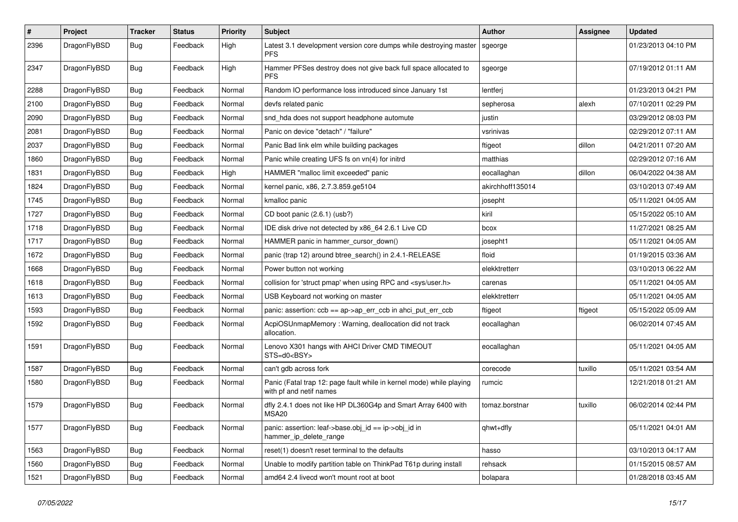| # | Project | Tracker | Status | Priority | Subject | Author | Assignee | Updated |
|---|---|---|---|---|---|---|---|---|
| 2396 | DragonFlyBSD | Bug | Feedback | High | Latest 3.1 development version core dumps while destroying master PFS | sgeorge | | 01/23/2013 04:10 PM |
| 2347 | DragonFlyBSD | Bug | Feedback | High | Hammer PFSes destroy does not give back full space allocated to PFS | sgeorge | | 07/19/2012 01:11 AM |
| 2288 | DragonFlyBSD | Bug | Feedback | Normal | Random IO performance loss introduced since January 1st | lentferj | | 01/23/2013 04:21 PM |
| 2100 | DragonFlyBSD | Bug | Feedback | Normal | devfs related panic | sepherosa | alexh | 07/10/2011 02:29 PM |
| 2090 | DragonFlyBSD | Bug | Feedback | Normal | snd_hda does not support headphone automute | justin | | 03/29/2012 08:03 PM |
| 2081 | DragonFlyBSD | Bug | Feedback | Normal | Panic on device "detach" / "failure" | vsrinivas | | 02/29/2012 07:11 AM |
| 2037 | DragonFlyBSD | Bug | Feedback | Normal | Panic Bad link elm while building packages | ftigeot | dillon | 04/21/2011 07:20 AM |
| 1860 | DragonFlyBSD | Bug | Feedback | Normal | Panic while creating UFS fs on vn(4) for initrd | matthias | | 02/29/2012 07:16 AM |
| 1831 | DragonFlyBSD | Bug | Feedback | High | HAMMER "malloc limit exceeded" panic | eocallaghan | dillon | 06/04/2022 04:38 AM |
| 1824 | DragonFlyBSD | Bug | Feedback | Normal | kernel panic, x86, 2.7.3.859.ge5104 | akirchhoff135014 | | 03/10/2013 07:49 AM |
| 1745 | DragonFlyBSD | Bug | Feedback | Normal | kmalloc panic | josepht | | 05/11/2021 04:05 AM |
| 1727 | DragonFlyBSD | Bug | Feedback | Normal | CD boot panic (2.6.1) (usb?) | kiril | | 05/15/2022 05:10 AM |
| 1718 | DragonFlyBSD | Bug | Feedback | Normal | IDE disk drive not detected by x86_64 2.6.1 Live CD | bcox | | 11/27/2021 08:25 AM |
| 1717 | DragonFlyBSD | Bug | Feedback | Normal | HAMMER panic in hammer_cursor_down() | josepht1 | | 05/11/2021 04:05 AM |
| 1672 | DragonFlyBSD | Bug | Feedback | Normal | panic (trap 12) around btree_search() in 2.4.1-RELEASE | floid | | 01/19/2015 03:36 AM |
| 1668 | DragonFlyBSD | Bug | Feedback | Normal | Power button not working | elekktretterr | | 03/10/2013 06:22 AM |
| 1618 | DragonFlyBSD | Bug | Feedback | Normal | collision for 'struct pmap' when using RPC and <sys/user.h> | carenas | | 05/11/2021 04:05 AM |
| 1613 | DragonFlyBSD | Bug | Feedback | Normal | USB Keyboard not working on master | elekktretterr | | 05/11/2021 04:05 AM |
| 1593 | DragonFlyBSD | Bug | Feedback | Normal | panic: assertion: ccb == ap->ap_err_ccb in ahci_put_err_ccb | ftigeot | ftigeot | 05/15/2022 05:09 AM |
| 1592 | DragonFlyBSD | Bug | Feedback | Normal | AcpiOSUnmapMemory : Warning, deallocation did not track allocation. | eocallaghan | | 06/02/2014 07:45 AM |
| 1591 | DragonFlyBSD | Bug | Feedback | Normal | Lenovo X301 hangs with AHCI Driver CMD TIMEOUT STS=d0<BSY> | eocallaghan | | 05/11/2021 04:05 AM |
| 1587 | DragonFlyBSD | Bug | Feedback | Normal | can't gdb across fork | corecode | tuxillo | 05/11/2021 03:54 AM |
| 1580 | DragonFlyBSD | Bug | Feedback | Normal | Panic (Fatal trap 12: page fault while in kernel mode) while playing with pf and netif names | rumcic | | 12/21/2018 01:21 AM |
| 1579 | DragonFlyBSD | Bug | Feedback | Normal | dfly 2.4.1 does not like HP DL360G4p and Smart Array 6400 with MSA20 | tomaz.borstnar | tuxillo | 06/02/2014 02:44 PM |
| 1577 | DragonFlyBSD | Bug | Feedback | Normal | panic: assertion: leaf->base.obj_id == ip->obj_id in hammer_ip_delete_range | qhwt+dfly | | 05/11/2021 04:01 AM |
| 1563 | DragonFlyBSD | Bug | Feedback | Normal | reset(1) doesn't reset terminal to the defaults | hasso | | 03/10/2013 04:17 AM |
| 1560 | DragonFlyBSD | Bug | Feedback | Normal | Unable to modify partition table on ThinkPad T61p during install | rehsack | | 01/15/2015 08:57 AM |
| 1521 | DragonFlyBSD | Bug | Feedback | Normal | amd64 2.4 livecd won't mount root at boot | bolapara | | 01/28/2018 03:45 AM |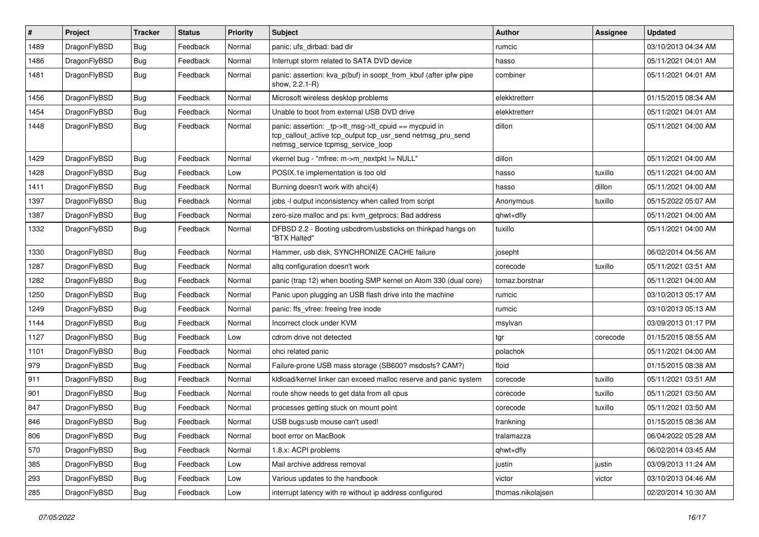| # | Project | Tracker | Status | Priority | Subject | Author | Assignee | Updated |
|---|---|---|---|---|---|---|---|---|
| 1489 | DragonFlyBSD | Bug | Feedback | Normal | panic: ufs_dirbad: bad dir | rumcic | | 03/10/2013 04:34 AM |
| 1486 | DragonFlyBSD | Bug | Feedback | Normal | Interrupt storm related to SATA DVD device | hasso | | 05/11/2021 04:01 AM |
| 1481 | DragonFlyBSD | Bug | Feedback | Normal | panic: assertion: kva_p(buf) in soopt_from_kbuf (after ipfw pipe show, 2.2.1-R) | combiner | | 05/11/2021 04:01 AM |
| 1456 | DragonFlyBSD | Bug | Feedback | Normal | Microsoft wireless desktop problems | elekktretterr | | 01/15/2015 08:34 AM |
| 1454 | DragonFlyBSD | Bug | Feedback | Normal | Unable to boot from external USB DVD drive | elekktretterr | | 05/11/2021 04:01 AM |
| 1448 | DragonFlyBSD | Bug | Feedback | Normal | panic: assertion: _tp->tt_msg->tt_cpuid == mycpuid in tcp_callout_active tcp_output tcp_usr_send netmsg_pru_send netmsg_service tcpmsg_service_loop | dillon | | 05/11/2021 04:00 AM |
| 1429 | DragonFlyBSD | Bug | Feedback | Normal | vkernel bug - "mfree: m->m_nextpkt != NULL" | dillon | | 05/11/2021 04:00 AM |
| 1428 | DragonFlyBSD | Bug | Feedback | Low | POSIX.1e implementation is too old | hasso | tuxillo | 05/11/2021 04:00 AM |
| 1411 | DragonFlyBSD | Bug | Feedback | Normal | Burning doesn't work with ahci(4) | hasso | dillon | 05/11/2021 04:00 AM |
| 1397 | DragonFlyBSD | Bug | Feedback | Normal | jobs -l output inconsistency when called from script | Anonymous | tuxillo | 05/15/2022 05:07 AM |
| 1387 | DragonFlyBSD | Bug | Feedback | Normal | zero-size malloc and ps: kvm_getprocs: Bad address | qhwt+dfly | | 05/11/2021 04:00 AM |
| 1332 | DragonFlyBSD | Bug | Feedback | Normal | DFBSD 2.2 - Booting usbcdrom/usbsticks on thinkpad hangs on "BTX Halted" | tuxillo | | 05/11/2021 04:00 AM |
| 1330 | DragonFlyBSD | Bug | Feedback | Normal | Hammer, usb disk, SYNCHRONIZE CACHE failure | josepht | | 06/02/2014 04:56 AM |
| 1287 | DragonFlyBSD | Bug | Feedback | Normal | altq configuration doesn't work | corecode | tuxillo | 05/11/2021 03:51 AM |
| 1282 | DragonFlyBSD | Bug | Feedback | Normal | panic (trap 12) when booting SMP kernel on Atom 330 (dual core) | tomaz.borstnar | | 05/11/2021 04:00 AM |
| 1250 | DragonFlyBSD | Bug | Feedback | Normal | Panic upon plugging an USB flash drive into the machine | rumcic | | 03/10/2013 05:17 AM |
| 1249 | DragonFlyBSD | Bug | Feedback | Normal | panic: ffs_vfree: freeing free inode | rumcic | | 03/10/2013 05:13 AM |
| 1144 | DragonFlyBSD | Bug | Feedback | Normal | Incorrect clock under KVM | msylvan | | 03/09/2013 01:17 PM |
| 1127 | DragonFlyBSD | Bug | Feedback | Low | cdrom drive not detected | tgr | corecode | 01/15/2015 08:55 AM |
| 1101 | DragonFlyBSD | Bug | Feedback | Normal | ohci related panic | polachok | | 05/11/2021 04:00 AM |
| 979 | DragonFlyBSD | Bug | Feedback | Normal | Failure-prone USB mass storage (SB600? msdosfs? CAM?) | floid | | 01/15/2015 08:38 AM |
| 911 | DragonFlyBSD | Bug | Feedback | Normal | kldload/kernel linker can exceed malloc reserve and panic system | corecode | tuxillo | 05/11/2021 03:51 AM |
| 901 | DragonFlyBSD | Bug | Feedback | Normal | route show needs to get data from all cpus | corecode | tuxillo | 05/11/2021 03:50 AM |
| 847 | DragonFlyBSD | Bug | Feedback | Normal | processes getting stuck on mount point | corecode | tuxillo | 05/11/2021 03:50 AM |
| 846 | DragonFlyBSD | Bug | Feedback | Normal | USB bugs:usb mouse can't used! | frankning | | 01/15/2015 08:36 AM |
| 806 | DragonFlyBSD | Bug | Feedback | Normal | boot error on MacBook | tralamazza | | 06/04/2022 05:28 AM |
| 570 | DragonFlyBSD | Bug | Feedback | Normal | 1.8.x: ACPI problems | qhwt+dfly | | 06/02/2014 03:45 AM |
| 385 | DragonFlyBSD | Bug | Feedback | Low | Mail archive address removal | justin | justin | 03/09/2013 11:24 AM |
| 293 | DragonFlyBSD | Bug | Feedback | Low | Various updates to the handbook | victor | victor | 03/10/2013 04:46 AM |
| 285 | DragonFlyBSD | Bug | Feedback | Low | interrupt latency with re without ip address configured | thomas.nikolajsen | | 02/20/2014 10:30 AM |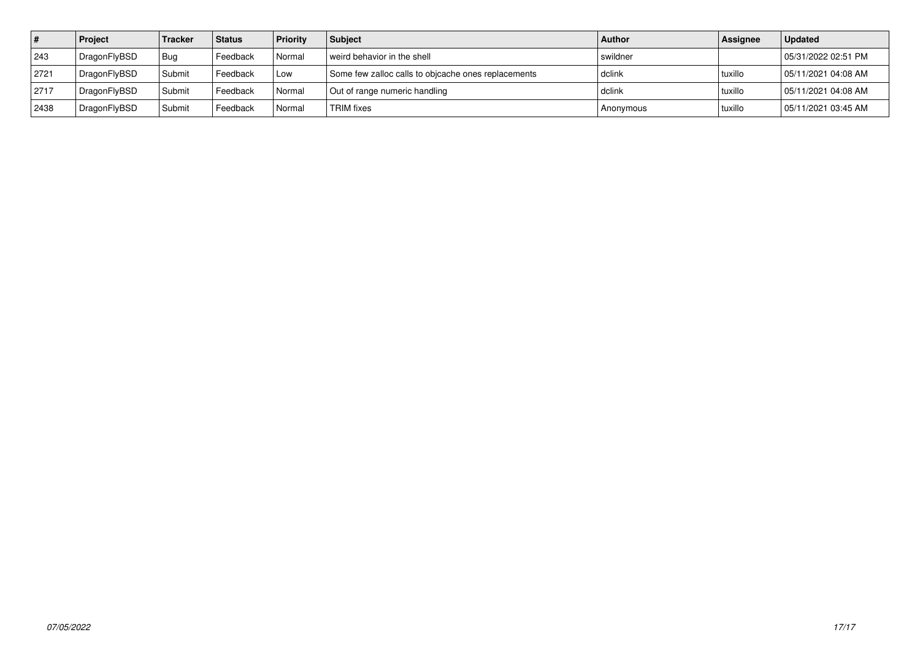| # | Project | Tracker | Status | Priority | Subject | Author | Assignee | Updated |
|---|---|---|---|---|---|---|---|---|
| 243 | DragonFlyBSD | Bug | Feedback | Normal | weird behavior in the shell | swildner | | 05/31/2022 02:51 PM |
| 2721 | DragonFlyBSD | Submit | Feedback | Low | Some few zalloc calls to objcache ones replacements | dclink | tuxillo | 05/11/2021 04:08 AM |
| 2717 | DragonFlyBSD | Submit | Feedback | Normal | Out of range numeric handling | dclink | tuxillo | 05/11/2021 04:08 AM |
| 2438 | DragonFlyBSD | Submit | Feedback | Normal | TRIM fixes | Anonymous | tuxillo | 05/11/2021 03:45 AM |